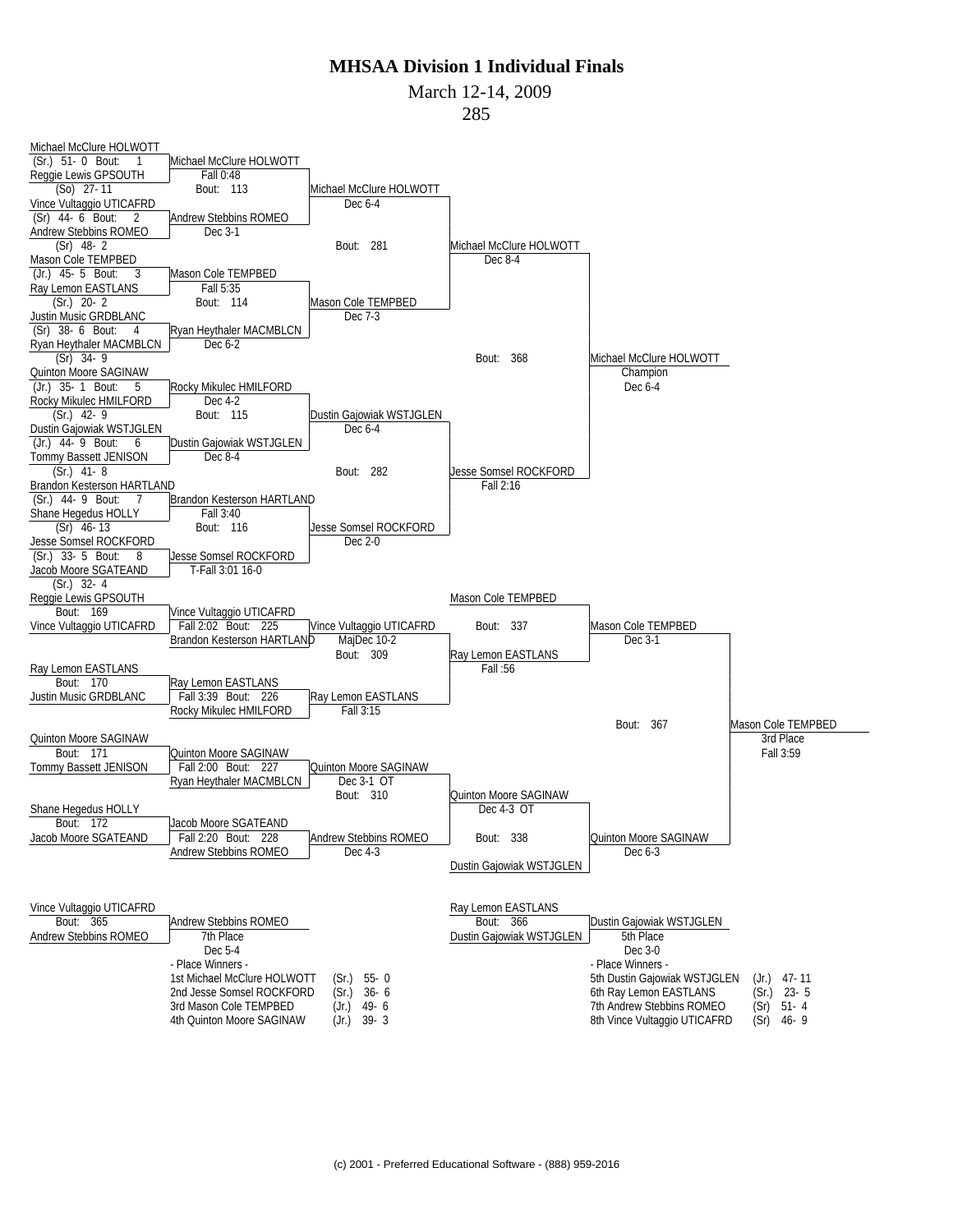# MHSAA Division 1 Individual Finals

March 12-14, 2009

285

## Championship Bracket

### First Round

| Bout | Wrestler 1 | Wrestler 2 | Winner | Result |
|---|---|---|---|---|
| 1 | Michael McClure HOLWOTT (Sr.) 51- 0 | Reggie Lewis GPSOUTH (So) 27- 11 | Michael McClure HOLWOTT | Fall 0:48 |
| 2 | Vince Vultaggio UTICAFRD (Sr) 44- 6 | Andrew Stebbins ROMEO (Sr) 48- 2 | Andrew Stebbins ROMEO | Dec 3-1 |
| 3 | Mason Cole TEMPBED (Jr.) 45- 5 | Ray Lemon EASTLANS (Sr.) 20- 2 | Mason Cole TEMPBED | Fall 5:35 |
| 4 | Justin Music GRDBLANC (Sr) 38- 6 | Ryan Heythaler MACMBLCN (Sr) 34- 9 | Ryan Heythaler MACMBLCN | Dec 6-2 |
| 5 | Quinton Moore SAGINAW (Jr.) 35- 1 | Rocky Mikulec HMILFORD (Sr.) 42- 9 | Rocky Mikulec HMILFORD | Dec 4-2 |
| 6 | Dustin Gajowiak WSTJGLEN (Jr.) 44- 9 | Tommy Bassett JENISON (Sr.) 41- 8 | Dustin Gajowiak WSTJGLEN | Dec 8-4 |
| 7 | Brandon Kesterson HARTLAND (Sr.) 44- 9 | Shane Hegedus HOLLY (Sr) 46- 13 | Brandon Kesterson HARTLAND | Fall 3:40 |
| 8 | Jesse Somsel ROCKFORD (Sr.) 33- 5 | Jacob Moore SGATEAND (Sr.) 32- 4 | Jesse Somsel ROCKFORD | T-Fall 3:01 16-0 |

### Quarterfinals

| Bout | Winner | Result |
|---|---|---|
| 113 | Michael McClure HOLWOTT | Dec 6-4 |
| 114 | Mason Cole TEMPBED | Dec 7-3 |
| 115 | Dustin Gajowiak WSTJGLEN | Dec 6-4 |
| 116 | Jesse Somsel ROCKFORD | Dec 2-0 |

### Semifinals

| Bout | Winner | Result |
|---|---|---|
| 281 | Michael McClure HOLWOTT | Dec 8-4 |
| 282 | Jesse Somsel ROCKFORD | Fall 2:16 |

### Final

| Bout | Winner | Result |
|---|---|---|
| 368 | Michael McClure HOLWOTT — Champion | Dec 6-4 |

## Consolation Bracket

| Bout | Wrestler 1 | Wrestler 2 | Winner | Result |
|---|---|---|---|---|
| 169 | Reggie Lewis GPSOUTH | Vince Vultaggio UTICAFRD | Vince Vultaggio UTICAFRD | Fall 2:02 |
| 170 | Ray Lemon EASTLANS | Justin Music GRDBLANC | Ray Lemon EASTLANS | Fall 3:39 |
| 171 | Quinton Moore SAGINAW | Tommy Bassett JENISON | Quinton Moore SAGINAW | Fall 2:00 |
| 172 | Shane Hegedus HOLLY | Jacob Moore SGATEAND | Jacob Moore SGATEAND | Fall 2:20 |
| 225 | Vince Vultaggio UTICAFRD | Brandon Kesterson HARTLAND | Vince Vultaggio UTICAFRD | MajDec 10-2 |
| 226 | Ray Lemon EASTLANS | Rocky Mikulec HMILFORD | Ray Lemon EASTLANS | Fall 3:15 |
| 227 | Quinton Moore SAGINAW | Ryan Heythaler MACMBLCN | Quinton Moore SAGINAW | Dec 3-1 OT |
| 228 | Jacob Moore SGATEAND | Andrew Stebbins ROMEO | Andrew Stebbins ROMEO | Dec 4-3 |
| 309 | Vince Vultaggio UTICAFRD | Ray Lemon EASTLANS | Ray Lemon EASTLANS | Fall :56 |
| 310 | Quinton Moore SAGINAW | Andrew Stebbins ROMEO | Quinton Moore SAGINAW | Dec 4-3 OT |
| 337 | Mason Cole TEMPBED | Ray Lemon EASTLANS | Mason Cole TEMPBED | Dec 3-1 |
| 338 | Quinton Moore SAGINAW | Dustin Gajowiak WSTJGLEN | Quinton Moore SAGINAW | Dec 6-3 |
| 367 | Mason Cole TEMPBED | Quinton Moore SAGINAW | Mason Cole TEMPBED — 3rd Place | Fall 3:59 |

## Placement Matches

| Bout | Wrestler 1 | Wrestler 2 | Winner | Result |
|---|---|---|---|---|
| 365 | Vince Vultaggio UTICAFRD | Andrew Stebbins ROMEO | Andrew Stebbins ROMEO — 7th Place | Dec 5-4 |
| 366 | Ray Lemon EASTLANS | Dustin Gajowiak WSTJGLEN | Dustin Gajowiak WSTJGLEN — 5th Place | Dec 3-0 |

## Place Winners

| Place | Wrestler | Year | Record |
|---|---|---|---|
| 1st | Michael McClure HOLWOTT | (Sr.) | 55- 0 |
| 2nd | Jesse Somsel ROCKFORD | (Sr.) | 36- 6 |
| 3rd | Mason Cole TEMPBED | (Jr.) | 49- 6 |
| 4th | Quinton Moore SAGINAW | (Jr.) | 39- 3 |
| 5th | Dustin Gajowiak WSTJGLEN | (Jr.) | 47- 11 |
| 6th | Ray Lemon EASTLANS | (Sr.) | 23- 5 |
| 7th | Andrew Stebbins ROMEO | (Sr) | 51- 4 |
| 8th | Vince Vultaggio UTICAFRD | (Sr) | 46- 9 |

(c) 2001 - Preferred Educational Software - (888) 959-2016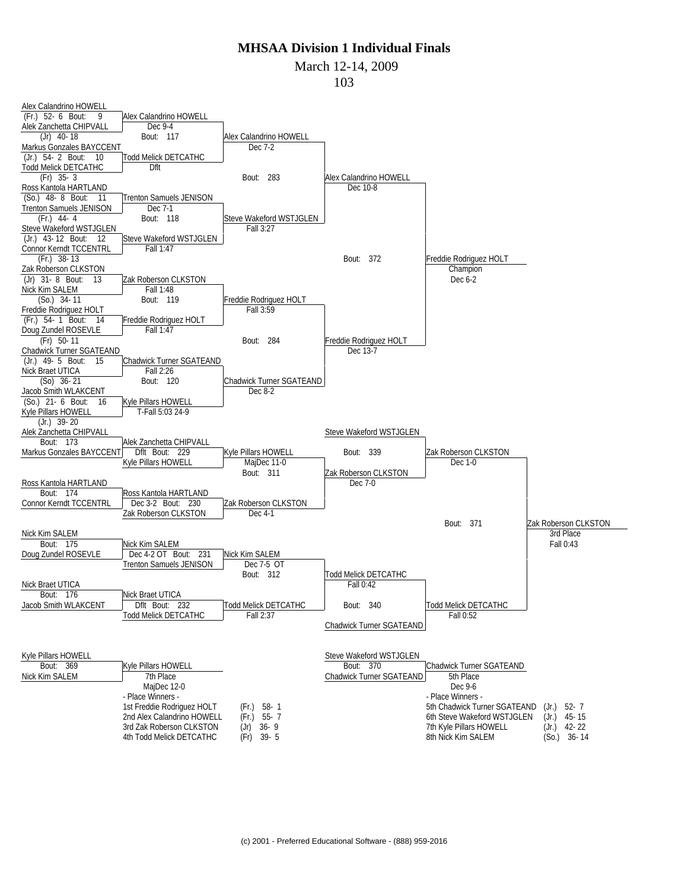# MHSAA Division 1 Individual Finals

March 12-14, 2009

103

## Championship Bracket

**First Round**

- Bout 9: Alex Calandrino HOWELL (Fr.) 52- 6 vs. Alek Zanchetta CHIPVALL (Jr) 40- 18 — Alex Calandrino HOWELL, Dec 9-4
- Bout 10: Markus Gonzales BAYCCENT (Jr.) 54- 2 vs. Todd Melick DETCATHC (Fr) 35- 3 — Todd Melick DETCATHC, Dflt
- Bout 11: Ross Kantola HARTLAND (So.) 48- 8 vs. Trenton Samuels JENISON (Fr.) 44- 4 — Trenton Samuels JENISON, Dec 7-1
- Bout 12: Steve Wakeford WSTJGLEN (Jr.) 43- 12 vs. Connor Kerndt TCCENTRL (Fr.) 38- 13 — Steve Wakeford WSTJGLEN, Fall 1:47
- Bout 13: Zak Roberson CLKSTON (Jr) 31- 8 vs. Nick Kim SALEM (So.) 34- 11 — Zak Roberson CLKSTON, Fall 1:48
- Bout 14: Freddie Rodriguez HOLT (Fr.) 54- 1 vs. Doug Zundel ROSEVLE (Fr) 50- 11 — Freddie Rodriguez HOLT, Fall 1:47
- Bout 15: Chadwick Turner SGATEAND (Jr.) 49- 5 vs. Nick Braet UTICA (So) 36- 21 — Chadwick Turner SGATEAND, Fall 2:26
- Bout 16: Jacob Smith WLAKCENT (So.) 21- 6 vs. Kyle Pillars HOWELL (Jr.) 39- 20 — Kyle Pillars HOWELL, T-Fall 5:03 24-9

**Quarterfinals**

- Bout 117: Alex Calandrino HOWELL vs. Todd Melick DETCATHC — Alex Calandrino HOWELL, Dec 7-2
- Bout 118: Trenton Samuels JENISON vs. Steve Wakeford WSTJGLEN — Steve Wakeford WSTJGLEN, Fall 3:27
- Bout 119: Zak Roberson CLKSTON vs. Freddie Rodriguez HOLT — Freddie Rodriguez HOLT, Fall 3:59
- Bout 120: Chadwick Turner SGATEAND vs. Kyle Pillars HOWELL — Chadwick Turner SGATEAND, Dec 8-2

**Semifinals**

- Bout 283: Alex Calandrino HOWELL vs. Steve Wakeford WSTJGLEN — Alex Calandrino HOWELL, Dec 10-8
- Bout 284: Freddie Rodriguez HOLT vs. Chadwick Turner SGATEAND — Freddie Rodriguez HOLT, Dec 13-7

**Final**

- Bout 372: Alex Calandrino HOWELL vs. Freddie Rodriguez HOLT — Freddie Rodriguez HOLT, Champion, Dec 6-2

## Consolation Bracket

- Bout 173: Alek Zanchetta CHIPVALL vs. Markus Gonzales BAYCCENT — Alek Zanchetta CHIPVALL
- Bout 174: Ross Kantola HARTLAND vs. Connor Kerndt TCCENTRL — Ross Kantola HARTLAND
- Bout 175: Nick Kim SALEM vs. Doug Zundel ROSEVLE — Nick Kim SALEM
- Bout 176: Nick Braet UTICA vs. Jacob Smith WLAKCENT — Nick Braet UTICA
- Bout 229: Alek Zanchetta CHIPVALL vs. Kyle Pillars HOWELL — Kyle Pillars HOWELL, Dflt
- Bout 230: Ross Kantola HARTLAND vs. Zak Roberson CLKSTON — Zak Roberson CLKSTON, Dec 3-2
- Bout 231: Nick Kim SALEM vs. Trenton Samuels JENISON — Nick Kim SALEM, Dec 4-2 OT
- Bout 232: Nick Braet UTICA vs. Todd Melick DETCATHC — Todd Melick DETCATHC, Dflt
- Bout 311: Kyle Pillars HOWELL vs. Zak Roberson CLKSTON — Zak Roberson CLKSTON, Dec 4-1 (Kyle Pillars HOWELL MajDec 11-0 in prior round)
- Bout 312: Nick Kim SALEM vs. Todd Melick DETCATHC — Todd Melick DETCATHC, Fall 2:37 (Nick Kim SALEM Dec 7-5 OT in prior round)
- Bout 339: Steve Wakeford WSTJGLEN vs. Zak Roberson CLKSTON — Zak Roberson CLKSTON, Dec 7-0
- Bout 340: Todd Melick DETCATHC vs. Chadwick Turner SGATEAND — Todd Melick DETCATHC, Fall 0:42
- Bout 371: Zak Roberson CLKSTON (Dec 1-0) vs. Todd Melick DETCATHC (Fall 0:52) — Zak Roberson CLKSTON, 3rd Place, Fall 0:43

## Placement Bouts

- Bout 369: Kyle Pillars HOWELL vs. Nick Kim SALEM — Kyle Pillars HOWELL, 7th Place, MajDec 12-0
- Bout 370: Steve Wakeford WSTJGLEN vs. Chadwick Turner SGATEAND — Chadwick Turner SGATEAND, 5th Place, Dec 9-6

## - Place Winners -

| Place | Wrestler | Grade | Record |
| --- | --- | --- | --- |
| 1st | Freddie Rodriguez HOLT | (Fr.) | 58- 1 |
| 2nd | Alex Calandrino HOWELL | (Fr.) | 55- 7 |
| 3rd | Zak Roberson CLKSTON | (Jr) | 36- 9 |
| 4th | Todd Melick DETCATHC | (Fr) | 39- 5 |
| 5th | Chadwick Turner SGATEAND | (Jr.) | 52- 7 |
| 6th | Steve Wakeford WSTJGLEN | (Jr.) | 45- 15 |
| 7th | Kyle Pillars HOWELL | (Jr.) | 42- 22 |
| 8th | Nick Kim SALEM | (So.) | 36- 14 |

(c) 2001 - Preferred Educational Software - (888) 959-2016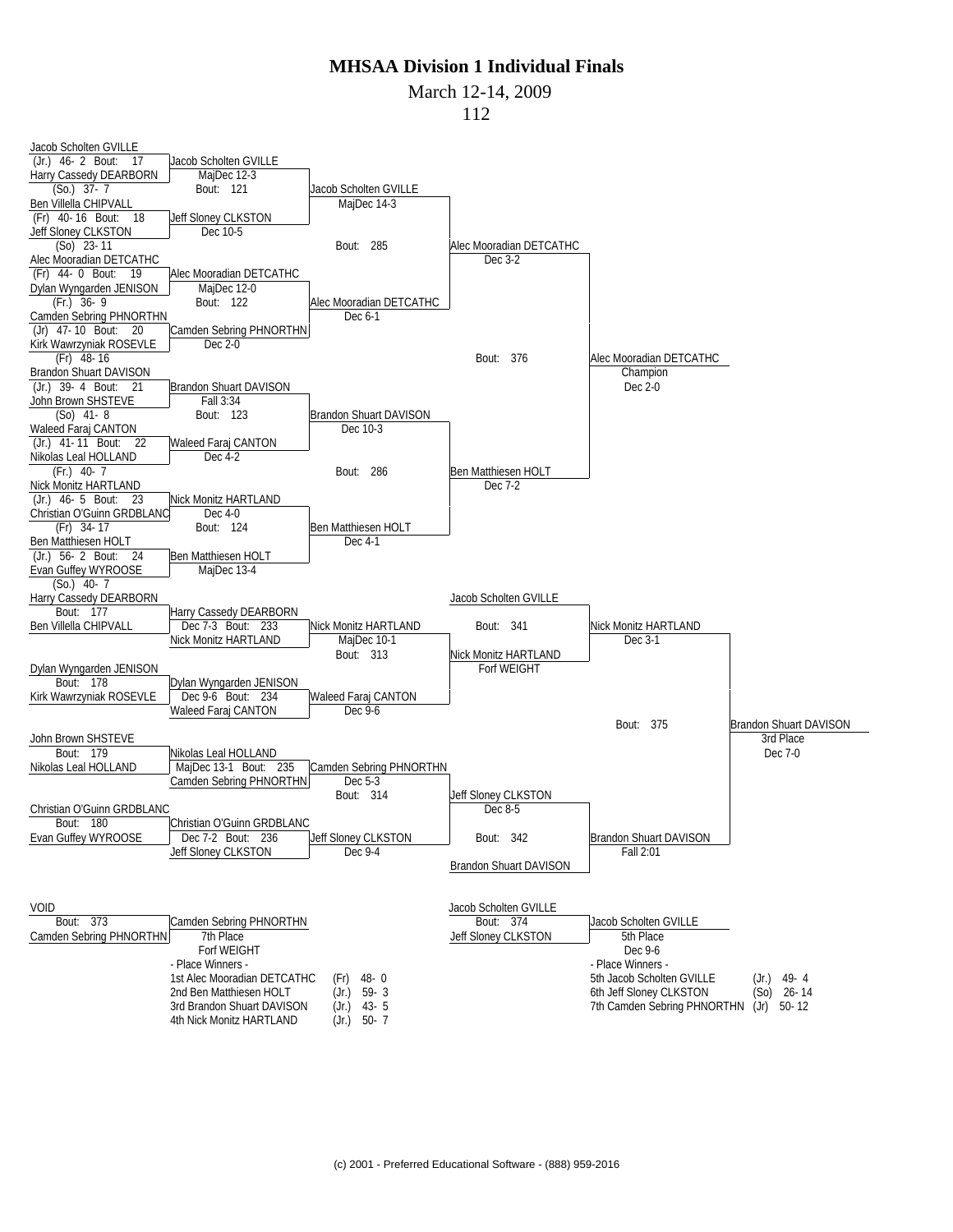# MHSAA Division 1 Individual Finals

March 12-14, 2009

112

## Championship Bracket

**First Round**

- Bout 17: Jacob Scholten GVILLE (Jr.) 46-2 vs. Harry Cassedy DEARBORN (So.) 37-7 — Jacob Scholten GVILLE, MajDec 12-3
- Bout 18: Ben Villella CHIPVALL (Fr) 40-16 vs. Jeff Sloney CLKSTON (So) 23-11 — Jeff Sloney CLKSTON, Dec 10-5
- Bout 19: Alec Mooradian DETCATHC (Fr) 44-0 vs. Dylan Wyngarden JENISON (Fr.) 36-9 — Alec Mooradian DETCATHC, MajDec 12-0
- Bout 20: Camden Sebring PHNORTHN (Jr) 47-10 vs. Kirk Wawrzyniak ROSEVLE (Fr) 48-16 — Camden Sebring PHNORTHN, Dec 2-0
- Bout 21: Brandon Shuart DAVISON (Jr.) 39-4 vs. John Brown SHSTEVE (So) 41-8 — Brandon Shuart DAVISON, Fall 3:34
- Bout 22: Waleed Faraj CANTON (Jr.) 41-11 vs. Nikolas Leal HOLLAND (Fr.) 40-7 — Waleed Faraj CANTON, Dec 4-2
- Bout 23: Nick Monitz HARTLAND (Jr.) 46-5 vs. Christian O'Guinn GRDBLANC (Fr) 34-17 — Nick Monitz HARTLAND, Dec 4-0
- Bout 24: Ben Matthiesen HOLT (Jr.) 56-2 vs. Evan Guffey WYROOSE (So.) 40-7 — Ben Matthiesen HOLT, MajDec 13-4

**Quarterfinals**

- Bout 121: Jacob Scholten GVILLE vs. Jeff Sloney CLKSTON — Jacob Scholten GVILLE, MajDec 14-3
- Bout 122: Alec Mooradian DETCATHC vs. Camden Sebring PHNORTHN — Alec Mooradian DETCATHC, Dec 6-1
- Bout 123: Brandon Shuart DAVISON vs. Waleed Faraj CANTON — Brandon Shuart DAVISON, Dec 10-3
- Bout 124: Nick Monitz HARTLAND vs. Ben Matthiesen HOLT — Ben Matthiesen HOLT, Dec 4-1

**Semifinals**

- Bout 285: Jacob Scholten GVILLE vs. Alec Mooradian DETCATHC — Alec Mooradian DETCATHC, Dec 3-2
- Bout 286: Brandon Shuart DAVISON vs. Ben Matthiesen HOLT — Ben Matthiesen HOLT, Dec 7-2

**Final**

- Bout 376: Alec Mooradian DETCATHC vs. Ben Matthiesen HOLT — Alec Mooradian DETCATHC, Champion, Dec 2-0

## Consolation Bracket

- Bout 177: Harry Cassedy DEARBORN vs. Ben Villella CHIPVALL — Harry Cassedy DEARBORN
- Bout 178: Dylan Wyngarden JENISON vs. Kirk Wawrzyniak ROSEVLE — Dylan Wyngarden JENISON
- Bout 179: John Brown SHSTEVE vs. Nikolas Leal HOLLAND — Nikolas Leal HOLLAND
- Bout 180: Christian O'Guinn GRDBLANC vs. Evan Guffey WYROOSE — Christian O'Guinn GRDBLANC
- Bout 233: Harry Cassedy DEARBORN vs. Nick Monitz HARTLAND — Nick Monitz HARTLAND, Dec 7-3
- Bout 234: Dylan Wyngarden JENISON vs. Waleed Faraj CANTON — Waleed Faraj CANTON, Dec 9-6
- Bout 235: Nikolas Leal HOLLAND vs. Camden Sebring PHNORTHN — Camden Sebring PHNORTHN, MajDec 13-1
- Bout 236: Christian O'Guinn GRDBLANC vs. Jeff Sloney CLKSTON — Jeff Sloney CLKSTON, Dec 7-2
- Bout 313: Nick Monitz HARTLAND vs. Waleed Faraj CANTON — Nick Monitz HARTLAND, MajDec 10-1
- Bout 314: Camden Sebring PHNORTHN vs. Jeff Sloney CLKSTON — Jeff Sloney CLKSTON, Dec 9-4 / Dec 5-3
- Bout 341: Jacob Scholten GVILLE vs. Nick Monitz HARTLAND — Nick Monitz HARTLAND, Forf WEIGHT
- Bout 342: Jeff Sloney CLKSTON vs. Brandon Shuart DAVISON — Brandon Shuart DAVISON, Dec 8-5
- Bout 375: Nick Monitz HARTLAND vs. Brandon Shuart DAVISON — Brandon Shuart DAVISON, 3rd Place, Dec 7-0 (Nick Monitz HARTLAND Dec 3-1; Brandon Shuart DAVISON Fall 2:01 in prior bouts)

## Placement Bouts

- Bout 373 (7th Place): VOID vs. Camden Sebring PHNORTHN — Camden Sebring PHNORTHN, 7th Place, Forf WEIGHT
- Bout 374 (5th Place): Jacob Scholten GVILLE vs. Jeff Sloney CLKSTON — Jacob Scholten GVILLE, 5th Place, Dec 9-6

## Place Winners

| Place | Name | Yr | Record |
|---|---|---|---|
| 1st | Alec Mooradian DETCATHC | (Fr) | 48- 0 |
| 2nd | Ben Matthiesen HOLT | (Jr.) | 59- 3 |
| 3rd | Brandon Shuart DAVISON | (Jr.) | 43- 5 |
| 4th | Nick Monitz HARTLAND | (Jr.) | 50- 7 |
| 5th | Jacob Scholten GVILLE | (Jr.) | 49- 4 |
| 6th | Jeff Sloney CLKSTON | (So) | 26- 14 |
| 7th | Camden Sebring PHNORTHN | (Jr) | 50- 12 |

(c) 2001 - Preferred Educational Software - (888) 959-2016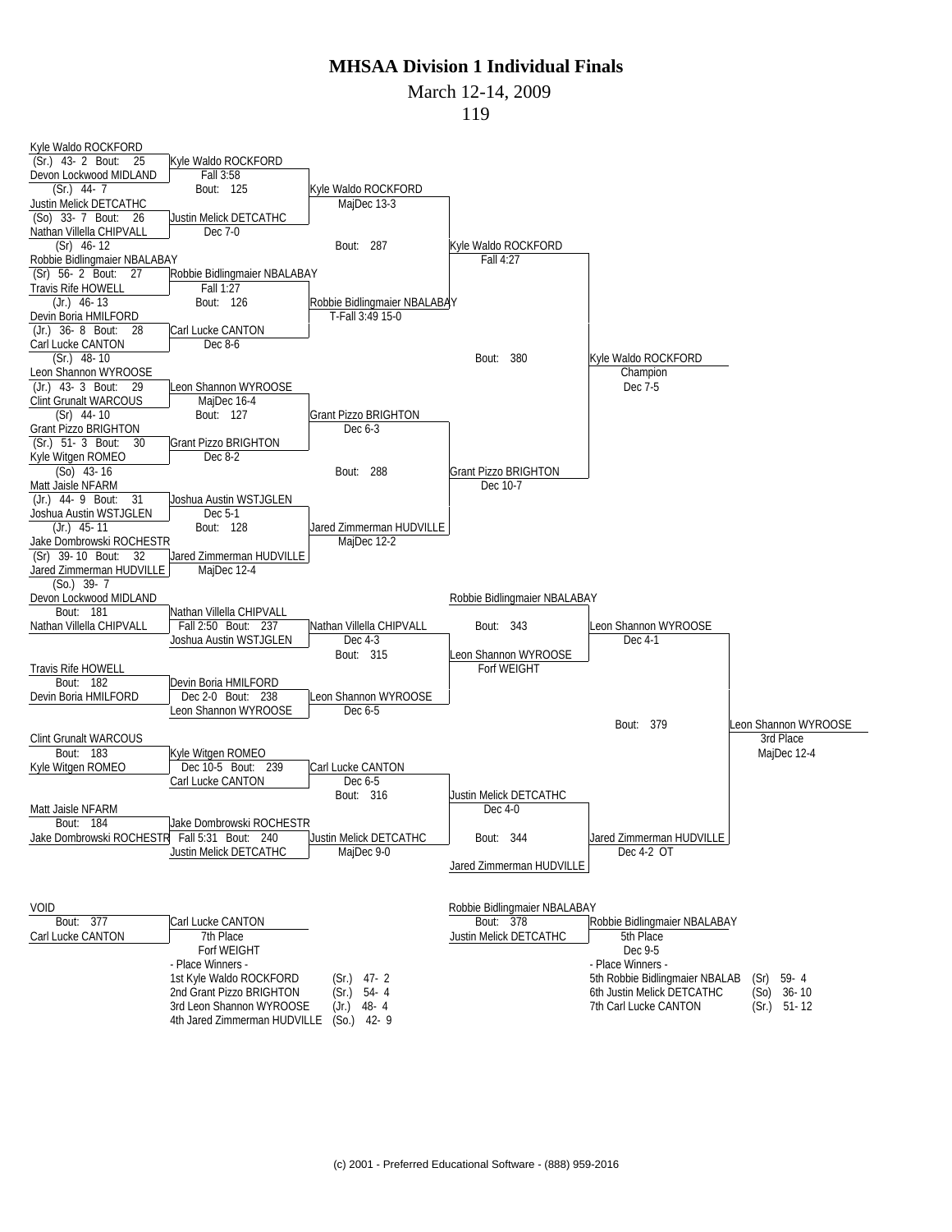# MHSAA Division 1 Individual Finals

March 12-14, 2009

119

## Championship Bracket

### First Round

- Bout 25: Kyle Waldo ROCKFORD (Sr.) 43- 2 vs Devon Lockwood MIDLAND (Sr.) 44- 7 — Kyle Waldo ROCKFORD, Fall 3:58
- Bout 26: Justin Melick DETCATHC (So) 33- 7 vs Nathan Villella CHIPVALL (Sr) 46- 12 — Justin Melick DETCATHC, Dec 7-0
- Bout 27: Robbie Bidlingmaier NBALABAY (Sr) 56- 2 vs Travis Rife HOWELL (Jr.) 46- 13 — Robbie Bidlingmaier NBALABAY, Fall 1:27
- Bout 28: Devin Boria HMILFORD (Jr.) 36- 8 vs Carl Lucke CANTON (Sr.) 48- 10 — Carl Lucke CANTON, Dec 8-6
- Bout 29: Leon Shannon WYROOSE (Jr.) 43- 3 vs Clint Grunalt WARCOUS (Sr) 44- 10 — Leon Shannon WYROOSE, MajDec 16-4
- Bout 30: Grant Pizzo BRIGHTON (Sr.) 51- 3 vs Kyle Witgen ROMEO (So) 43- 16 — Grant Pizzo BRIGHTON, Dec 8-2
- Bout 31: Matt Jaisle NFARM (Jr.) 44- 9 vs Joshua Austin WSTJGLEN (Jr.) 45- 11 — Joshua Austin WSTJGLEN, Dec 5-1
- Bout 32: Jake Dombrowski ROCHESTR (Sr) 39- 10 vs Jared Zimmerman HUDVILLE (So.) 39- 7 — Jared Zimmerman HUDVILLE, MajDec 12-4

### Quarterfinals

- Bout 125: Kyle Waldo ROCKFORD vs Justin Melick DETCATHC — Kyle Waldo ROCKFORD, MajDec 13-3
- Bout 126: Robbie Bidlingmaier NBALABAY vs Carl Lucke CANTON — Robbie Bidlingmaier NBALABAY, T-Fall 3:49 15-0
- Bout 127: Leon Shannon WYROOSE vs Grant Pizzo BRIGHTON — Grant Pizzo BRIGHTON, Dec 6-3
- Bout 128: Joshua Austin WSTJGLEN vs Jared Zimmerman HUDVILLE — Jared Zimmerman HUDVILLE, MajDec 12-2

### Semifinals

- Bout 287: Kyle Waldo ROCKFORD vs Robbie Bidlingmaier NBALABAY — Kyle Waldo ROCKFORD, Fall 4:27
- Bout 288: Grant Pizzo BRIGHTON vs Jared Zimmerman HUDVILLE — Grant Pizzo BRIGHTON, Dec 10-7

### Final

- Bout 380: Kyle Waldo ROCKFORD vs Grant Pizzo BRIGHTON — Kyle Waldo ROCKFORD, Champion, Dec 7-5

## Consolation Bracket

### Consolation Round 1

- Bout 181: Devon Lockwood MIDLAND vs Nathan Villella CHIPVALL — Nathan Villella CHIPVALL
- Bout 182: Travis Rife HOWELL vs Devin Boria HMILFORD — Devin Boria HMILFORD
- Bout 183: Clint Grunalt WARCOUS vs Kyle Witgen ROMEO — Kyle Witgen ROMEO
- Bout 184: Matt Jaisle NFARM vs Jake Dombrowski ROCHESTR — Jake Dombrowski ROCHESTR

### Consolation Round 2

- Bout 237: Nathan Villella CHIPVALL vs Joshua Austin WSTJGLEN — Nathan Villella CHIPVALL, Fall 2:50
- Bout 238: Devin Boria HMILFORD vs Leon Shannon WYROOSE — Leon Shannon WYROOSE, Dec 2-0
- Bout 239: Kyle Witgen ROMEO vs Carl Lucke CANTON — Carl Lucke CANTON, Dec 10-5
- Bout 240: Jake Dombrowski ROCHESTR vs Justin Melick DETCATHC — Justin Melick DETCATHC, Fall 5:31

### Consolation Round 3

- Bout 315: Nathan Villella CHIPVALL vs Leon Shannon WYROOSE — Leon Shannon WYROOSE, Dec 4-3
- Bout 316: Carl Lucke CANTON vs Justin Melick DETCATHC — Justin Melick DETCATHC, Dec 6-5

### Consolation Semifinals

- Bout 343: Robbie Bidlingmaier NBALABAY vs Leon Shannon WYROOSE — Leon Shannon WYROOSE, Forf WEIGHT
- Bout 344: Justin Melick DETCATHC vs Jared Zimmerman HUDVILLE — Jared Zimmerman HUDVILLE, Dec 4-0

### Third Place

- Bout 379: Leon Shannon WYROOSE vs Jared Zimmerman HUDVILLE — Leon Shannon WYROOSE, 3rd Place, MajDec 12-4 (Leon Shannon WYROOSE Dec 4-1; Jared Zimmerman HUDVILLE Dec 4-2 OT)

### Fifth Place

- Bout 378: Robbie Bidlingmaier NBALABAY vs Justin Melick DETCATHC — Robbie Bidlingmaier NBALABAY, 5th Place, Dec 9-5

### Seventh Place

- Bout 377: VOID vs Carl Lucke CANTON — Carl Lucke CANTON, 7th Place, Forf WEIGHT

## Place Winners

| Place | Name | Team | Year | Record |
| --- | --- | --- | --- | --- |
| 1st | Kyle Waldo | ROCKFORD | (Sr.) | 47- 2 |
| 2nd | Grant Pizzo | BRIGHTON | (Sr.) | 54- 4 |
| 3rd | Leon Shannon | WYROOSE | (Jr.) | 48- 4 |
| 4th | Jared Zimmerman | HUDVILLE | (So.) | 42- 9 |
| 5th | Robbie Bidlingmaier | NBALAB | (Sr) | 59- 4 |
| 6th | Justin Melick | DETCATHC | (So) | 36- 10 |
| 7th | Carl Lucke | CANTON | (Sr.) | 51- 12 |

(c) 2001 - Preferred Educational Software - (888) 959-2016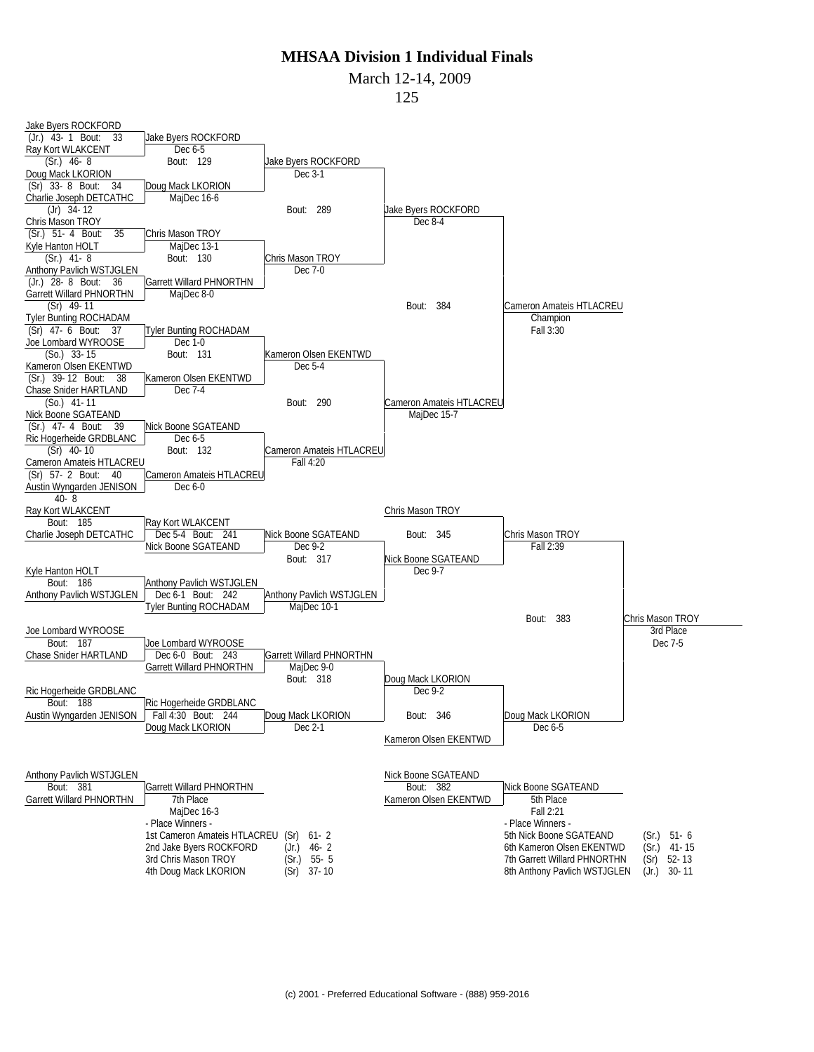# MHSAA Division 1 Individual Finals

March 12-14, 2009

125

## Championship Bracket

### First Round

- Bout 33: Jake Byers ROCKFORD (Jr.) 43-1 vs. Ray Kort WLAKCENT (Sr.) 46-8 — **Jake Byers ROCKFORD**, Dec 6-5
- Bout 34: Doug Mack LKORION (Sr) 33-8 vs. Charlie Joseph DETCATHC (Jr) 34-12 — **Doug Mack LKORION**, MajDec 16-6
- Bout 35: Chris Mason TROY (Sr.) 51-4 vs. Kyle Hanton HOLT (Sr.) 41-8 — **Chris Mason TROY**, MajDec 13-1
- Bout 36: Anthony Pavlich WSTJGLEN (Jr.) 28-8 vs. Garrett Willard PHNORTHN (Sr) 49-11 — **Garrett Willard PHNORTHN**, MajDec 8-0
- Bout 37: Tyler Bunting ROCHADAM (Sr) 47-6 vs. Joe Lombard WYROOSE (So.) 33-15 — **Tyler Bunting ROCHADAM**, Dec 1-0
- Bout 38: Kameron Olsen EKENTWD (Sr.) 39-12 vs. Chase Snider HARTLAND (So.) 41-11 — **Kameron Olsen EKENTWD**, Dec 7-4
- Bout 39: Nick Boone SGATEAND (Sr.) 47-4 vs. Ric Hogerheide GRDBLANC (Sr) 40-10 — **Nick Boone SGATEAND**, Dec 6-5
- Bout 40: Cameron Amateis HTLACREU (Sr) 57-2 vs. Austin Wyngarden JENISON 40-8 — **Cameron Amateis HTLACREU**, Dec 6-0

### Quarterfinals

- Bout 129: **Jake Byers ROCKFORD** over Doug Mack LKORION, Dec 3-1
- Bout 130: **Chris Mason TROY** over Garrett Willard PHNORTHN, Dec 7-0
- Bout 131: **Kameron Olsen EKENTWD** over Tyler Bunting ROCHADAM, Dec 5-4
- Bout 132: **Cameron Amateis HTLACREU** over Nick Boone SGATEAND, Fall 4:20

### Semifinals

- Bout 289: **Jake Byers ROCKFORD** over Chris Mason TROY, Dec 8-4
- Bout 290: **Cameron Amateis HTLACREU** over Kameron Olsen EKENTWD, MajDec 15-7

### Final

- Bout 384: **Cameron Amateis HTLACREU** — Champion, Fall 3:30

## Consolation Bracket

- Bout 185: Ray Kort WLAKCENT vs. Charlie Joseph DETCATHC — **Ray Kort WLAKCENT**, Dec 5-4
- Bout 186: Kyle Hanton HOLT vs. Anthony Pavlich WSTJGLEN — **Anthony Pavlich WSTJGLEN**, Dec 6-1
- Bout 187: Joe Lombard WYROOSE vs. Chase Snider HARTLAND — **Joe Lombard WYROOSE**, Dec 6-0
- Bout 188: Ric Hogerheide GRDBLANC vs. Austin Wyngarden JENISON — **Ric Hogerheide GRDBLANC**, Fall 4:30
- Bout 241: Ray Kort WLAKCENT vs. Nick Boone SGATEAND — **Nick Boone SGATEAND**, Dec 9-2
- Bout 242: Anthony Pavlich WSTJGLEN vs. Tyler Bunting ROCHADAM — **Anthony Pavlich WSTJGLEN**, MajDec 10-1
- Bout 243: Joe Lombard WYROOSE vs. Garrett Willard PHNORTHN — **Garrett Willard PHNORTHN**, MajDec 9-0
- Bout 244: Ric Hogerheide GRDBLANC vs. Doug Mack LKORION — **Doug Mack LKORION**, Dec 2-1
- Bout 317: Nick Boone SGATEAND vs. Anthony Pavlich WSTJGLEN — **Nick Boone SGATEAND**, Dec 9-7
- Bout 318: Garrett Willard PHNORTHN vs. Doug Mack LKORION — **Doug Mack LKORION**, Dec 9-2
- Bout 345: Chris Mason TROY vs. Nick Boone SGATEAND — **Chris Mason TROY**, Fall 2:39
- Bout 346: Doug Mack LKORION vs. Kameron Olsen EKENTWD — **Doug Mack LKORION**, Dec 6-5
- Bout 383: Chris Mason TROY vs. Doug Mack LKORION — **Chris Mason TROY**, 3rd Place, Dec 7-5

## Placement Bouts

- Bout 381: Anthony Pavlich WSTJGLEN vs. Garrett Willard PHNORTHN — **Garrett Willard PHNORTHN**, 7th Place, MajDec 16-3
- Bout 382: Nick Boone SGATEAND vs. Kameron Olsen EKENTWD — **Nick Boone SGATEAND**, 5th Place, Fall 2:21

## Place Winners

| Place | Name | Team | Year | Record |
|---|---|---|---|---|
| 1st | Cameron Amateis | HTLACREU | (Sr) | 61-2 |
| 2nd | Jake Byers | ROCKFORD | (Jr.) | 46-2 |
| 3rd | Chris Mason | TROY | (Sr.) | 55-5 |
| 4th | Doug Mack | LKORION | (Sr) | 37-10 |
| 5th | Nick Boone | SGATEAND | (Sr.) | 51-6 |
| 6th | Kameron Olsen | EKENTWD | (Sr.) | 41-15 |
| 7th | Garrett Willard | PHNORTHN | (Sr) | 52-13 |
| 8th | Anthony Pavlich | WSTJGLEN | (Jr.) | 30-11 |

(c) 2001 - Preferred Educational Software - (888) 959-2016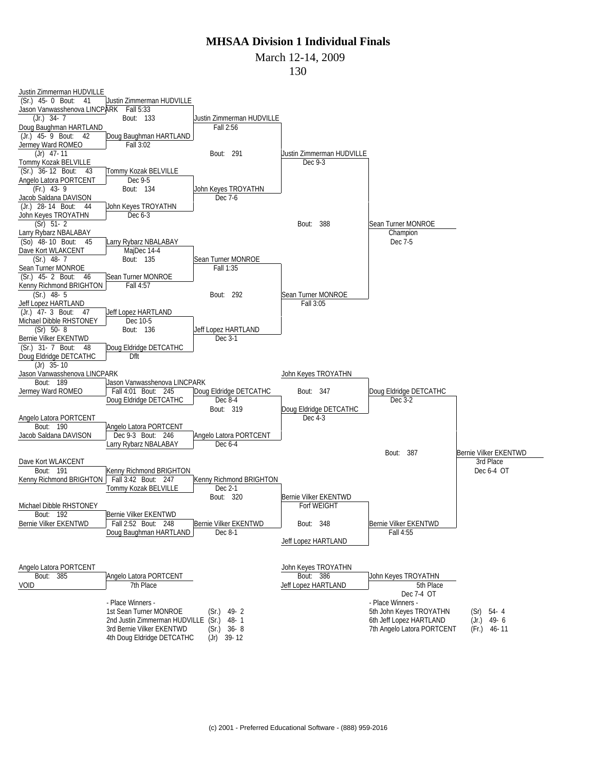# MHSAA Division 1 Individual Finals

March 12-14, 2009

130

## Championship Bracket

**Round 1**

- Bout 41: Justin Zimmerman HUDVILLE (Sr.) 45-0 vs Jason Vanwasshenova LINCPARK (Jr.) 34-7 — Justin Zimmerman HUDVILLE, Fall 5:33
- Bout 42: Doug Baughman HARTLAND (Jr.) 45-9 vs Jermey Ward ROMEO (Jr) 47-11 — Doug Baughman HARTLAND, Fall 3:02
- Bout 43: Tommy Kozak BELVILLE (Sr.) 36-12 vs Angelo Latora PORTCENT (Fr.) 43-9 — Tommy Kozak BELVILLE, Dec 9-5
- Bout 44: Jacob Saldana DAVISON (Jr.) 28-14 vs John Keyes TROYATHN (Sr) 51-2 — John Keyes TROYATHN, Dec 6-3
- Bout 45: Larry Rybarz NBALABAY (So) 48-10 vs Dave Kort WLAKCENT (Sr.) 48-7 — Larry Rybarz NBALABAY, MajDec 14-4
- Bout 46: Sean Turner MONROE (Sr.) 45-2 vs Kenny Richmond BRIGHTON (Sr.) 48-5 — Sean Turner MONROE, Fall 4:57
- Bout 47: Jeff Lopez HARTLAND (Jr.) 47-3 vs Michael Dibble RHSTONEY (Sr) 50-8 — Jeff Lopez HARTLAND, Dec 10-5
- Bout 48: Bernie Vilker EKENTWD (Sr.) 31-7 vs Doug Eldridge DETCATHC (Jr) 35-10 — Doug Eldridge DETCATHC, Dflt

**Quarterfinals**

- Bout 133: Justin Zimmerman HUDVILLE over Doug Baughman HARTLAND, Fall 2:56
- Bout 134: John Keyes TROYATHN over Tommy Kozak BELVILLE, Dec 7-6
- Bout 135: Sean Turner MONROE over Larry Rybarz NBALABAY, Fall 1:35
- Bout 136: Jeff Lopez HARTLAND over Doug Eldridge DETCATHC, Dec 3-1

**Semifinals**

- Bout 291: Justin Zimmerman HUDVILLE over John Keyes TROYATHN, Dec 9-3
- Bout 292: Sean Turner MONROE over Jeff Lopez HARTLAND, Fall 3:05

**Final**

- Bout 388: Sean Turner MONROE — Champion, Dec 7-5

## Consolation Bracket

- Bout 189: Jason Vanwasshenova LINCPARK over Jermey Ward ROMEO
- Bout 190: Angelo Latora PORTCENT over Jacob Saldana DAVISON
- Bout 191: Kenny Richmond BRIGHTON over Dave Kort WLAKCENT
- Bout 192: Bernie Vilker EKENTWD over Michael Dibble RHSTONEY
- Bout 245: Doug Eldridge DETCATHC over Jason Vanwasshenova LINCPARK, Fall 4:01
- Bout 246: Angelo Latora PORTCENT over Larry Rybarz NBALABAY, Dec 9-3
- Bout 247: Kenny Richmond BRIGHTON over Tommy Kozak BELVILLE, Fall 3:42
- Bout 248: Bernie Vilker EKENTWD over Doug Baughman HARTLAND, Fall 2:52
- Bout 319: Doug Eldridge DETCATHC over Angelo Latora PORTCENT, Dec 8-4
- Bout 320: Bernie Vilker EKENTWD over Kenny Richmond BRIGHTON, Dec 2-1
- Bout 347: Doug Eldridge DETCATHC over John Keyes TROYATHN, Dec 4-3
- Bout 348: Bernie Vilker EKENTWD over Jeff Lopez HARTLAND, Forf WEIGHT
- Bout 387: Bernie Vilker EKENTWD over Doug Eldridge DETCATHC — 3rd Place, Dec 6-4 OT (Doug Eldridge DETCATHC Dec 3-2; Bernie Vilker EKENTWD Fall 4:55)

**7th Place**

- Bout 385: Angelo Latora PORTCENT vs VOID — Angelo Latora PORTCENT, 7th Place

**5th Place**

- Bout 386: John Keyes TROYATHN vs Jeff Lopez HARTLAND — John Keyes TROYATHN, 5th Place, Dec 7-4 OT

## Place Winners

| Place | Name | Grade | Record |
|---|---|---|---|
| 1st | Sean Turner MONROE | (Sr.) | 49- 2 |
| 2nd | Justin Zimmerman HUDVILLE | (Sr.) | 48- 1 |
| 3rd | Bernie Vilker EKENTWD | (Sr.) | 36- 8 |
| 4th | Doug Eldridge DETCATHC | (Jr) | 39- 12 |
| 5th | John Keyes TROYATHN | (Sr) | 54- 4 |
| 6th | Jeff Lopez HARTLAND | (Jr.) | 49- 6 |
| 7th | Angelo Latora PORTCENT | (Fr.) | 46- 11 |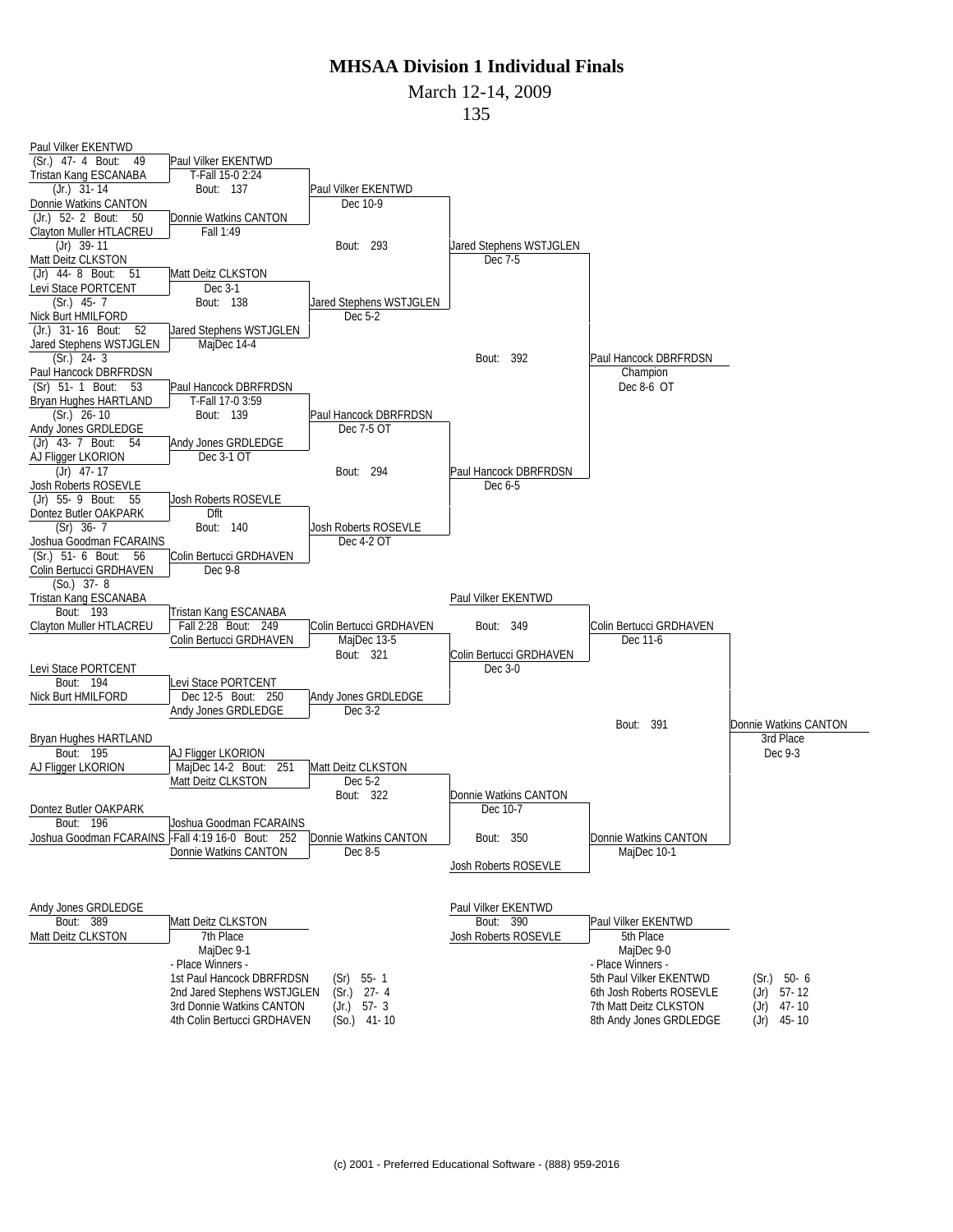# MHSAA Division 1 Individual Finals

March 12-14, 2009

135

## Championship Bracket

**First Round**

- Bout 49: Paul Vilker EKENTWD (Sr.) 47-4 vs Tristan Kang ESCANABA (Jr.) 31-14 — Paul Vilker EKENTWD, T-Fall 15-0 2:24
- Bout 50: Donnie Watkins CANTON (Jr.) 52-2 vs Clayton Muller HTLACREU (Jr) 39-11 — Donnie Watkins CANTON, Fall 1:49
- Bout 51: Matt Deitz CLKSTON (Jr) 44-8 vs Levi Stace PORTCENT (Sr.) 45-7 — Matt Deitz CLKSTON, Dec 3-1
- Bout 52: Nick Burt HMILFORD (Jr.) 31-16 vs Jared Stephens WSTJGLEN (Sr.) 24-3 — Jared Stephens WSTJGLEN, MajDec 14-4
- Bout 53: Paul Hancock DBRFRDSN (Sr) 51-1 vs Bryan Hughes HARTLAND (Sr.) 26-10 — Paul Hancock DBRFRDSN, T-Fall 17-0 3:59
- Bout 54: Andy Jones GRDLEDGE (Jr) 43-7 vs AJ Fligger LKORION (Jr) 47-17 — Andy Jones GRDLEDGE, Dec 3-1 OT
- Bout 55: Josh Roberts ROSEVLE (Jr) 55-9 vs Dontez Butler OAKPARK (Sr) 36-7 — Josh Roberts ROSEVLE, Dflt
- Bout 56: Joshua Goodman FCARAINS (Sr.) 51-6 vs Colin Bertucci GRDHAVEN (So.) 37-8 — Colin Bertucci GRDHAVEN, Dec 9-8

**Quarterfinals**

- Bout 137: Paul Vilker EKENTWD, Dec 10-9
- Bout 138: Jared Stephens WSTJGLEN, Dec 5-2
- Bout 139: Paul Hancock DBRFRDSN, Dec 7-5 OT
- Bout 140: Josh Roberts ROSEVLE, Dec 4-2 OT

**Semifinals**

- Bout 293: Jared Stephens WSTJGLEN, Dec 7-5
- Bout 294: Paul Hancock DBRFRDSN, Dec 6-5

**Final**

- Bout 392: Paul Hancock DBRFRDSN — Champion, Dec 8-6 OT

## Consolation Bracket

- Bout 193: Tristan Kang ESCANABA vs Clayton Muller HTLACREU
- Bout 249: Tristan Kang ESCANABA, Fall 2:28 vs Colin Bertucci GRDHAVEN — Colin Bertucci GRDHAVEN, MajDec 13-5
- Bout 194: Levi Stace PORTCENT vs Nick Burt HMILFORD
- Bout 250: Levi Stace PORTCENT, Dec 12-5 vs Andy Jones GRDLEDGE — Andy Jones GRDLEDGE, Dec 3-2
- Bout 195: Bryan Hughes HARTLAND vs AJ Fligger LKORION
- Bout 251: AJ Fligger LKORION, MajDec 14-2 vs Matt Deitz CLKSTON — Matt Deitz CLKSTON, Dec 5-2
- Bout 196: Dontez Butler OAKPARK vs Joshua Goodman FCARAINS
- Bout 252: Joshua Goodman FCARAINS, Fall 4:19 16-0 vs Donnie Watkins CANTON — Donnie Watkins CANTON, Dec 8-5
- Bout 321: Colin Bertucci GRDHAVEN vs Andy Jones GRDLEDGE — Colin Bertucci GRDHAVEN, Dec 3-0
- Bout 322: Matt Deitz CLKSTON vs Donnie Watkins CANTON — Donnie Watkins CANTON, Dec 10-7
- Bout 349: Paul Vilker EKENTWD vs Colin Bertucci GRDHAVEN — Colin Bertucci GRDHAVEN, Dec 11-6
- Bout 350: Donnie Watkins CANTON vs Josh Roberts ROSEVLE — Donnie Watkins CANTON, MajDec 10-1
- Bout 391: Colin Bertucci GRDHAVEN vs Donnie Watkins CANTON — Donnie Watkins CANTON, 3rd Place, Dec 9-3

## Placement Bouts

- Bout 389: Andy Jones GRDLEDGE vs Matt Deitz CLKSTON — Matt Deitz CLKSTON, 7th Place, MajDec 9-1
- Bout 390: Paul Vilker EKENTWD vs Josh Roberts ROSEVLE — Paul Vilker EKENTWD, 5th Place, MajDec 9-0

## Place Winners

| Place | Wrestler | Year | Record |
|---|---|---|---|
| 1st | Paul Hancock DBRFRDSN | (Sr) | 55- 1 |
| 2nd | Jared Stephens WSTJGLEN | (Sr.) | 27- 4 |
| 3rd | Donnie Watkins CANTON | (Jr.) | 57- 3 |
| 4th | Colin Bertucci GRDHAVEN | (So.) | 41- 10 |
| 5th | Paul Vilker EKENTWD | (Sr.) | 50- 6 |
| 6th | Josh Roberts ROSEVLE | (Jr) | 57- 12 |
| 7th | Matt Deitz CLKSTON | (Jr) | 47- 10 |
| 8th | Andy Jones GRDLEDGE | (Jr) | 45- 10 |

(c) 2001 - Preferred Educational Software - (888) 959-2016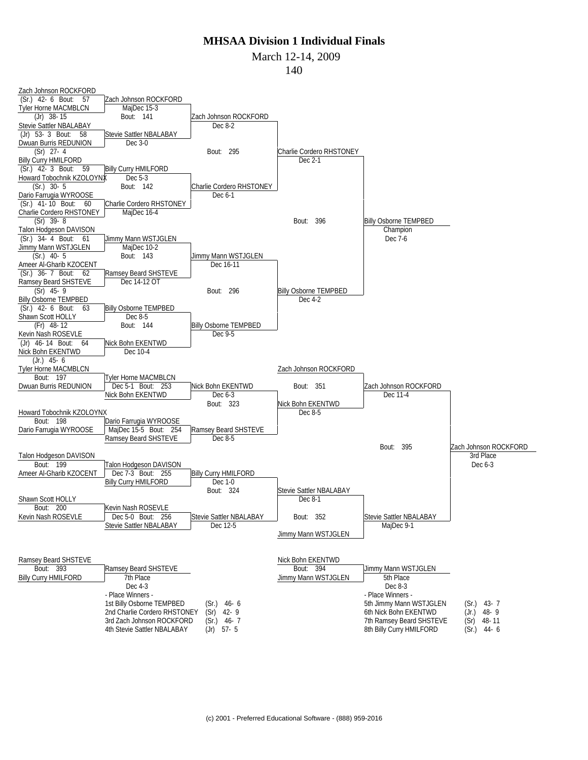# MHSAA Division 1 Individual Finals

March 12-14, 2009

140

## Championship Bracket

### First Round

| Bout | Wrestler 1 | Wrestler 2 | Winner | Result |
|---|---|---|---|---|
| 57 | Zach Johnson ROCKFORD (Sr.) 42- 6 | Tyler Horne MACMBLCN (Jr) 38- 15 | Zach Johnson ROCKFORD | MajDec 15-3 |
| 58 | Stevie Sattler NBALABAY (Jr) 53- 3 | Dwuan Burris REDUNION (Sr) 27- 4 | Stevie Sattler NBALABAY | Dec 3-0 |
| 59 | Billy Curry HMILFORD (Sr.) 42- 3 | Howard Tobochnik KZOLOYNX (Sr.) 30- 5 | Billy Curry HMILFORD | Dec 5-3 |
| 60 | Dario Farrugia WYROOSE (Sr.) 41- 10 | Charlie Cordero RHSTONEY (Sr) 39- 8 | Charlie Cordero RHSTONEY | MajDec 16-4 |
| 61 | Talon Hodgeson DAVISON (Sr.) 34- 4 | Jimmy Mann WSTJGLEN (Sr.) 40- 5 | Jimmy Mann WSTJGLEN | MajDec 10-2 |
| 62 | Ameer Al-Gharib KZOCENT (Sr.) 36- 7 | Ramsey Beard SHSTEVE (Sr) 45- 9 | Ramsey Beard SHSTEVE | Dec 14-12 OT |
| 63 | Billy Osborne TEMPBED (Sr.) 42- 6 | Shawn Scott HOLLY (Fr) 48- 12 | Billy Osborne TEMPBED | Dec 8-5 |
| 64 | Kevin Nash ROSEVLE (Jr) 46- 14 | Nick Bohn EKENTWD (Jr.) 45- 6 | Nick Bohn EKENTWD | Dec 10-4 |

### Quarterfinals

| Bout | Winner | Result |
|---|---|---|
| 141 | Zach Johnson ROCKFORD | Dec 8-2 |
| 142 | Charlie Cordero RHSTONEY | Dec 6-1 |
| 143 | Jimmy Mann WSTJGLEN | Dec 16-11 |
| 144 | Billy Osborne TEMPBED | Dec 9-5 |

### Semifinals

| Bout | Winner | Result |
|---|---|---|
| 295 | Charlie Cordero RHSTONEY | Dec 2-1 |
| 296 | Billy Osborne TEMPBED | Dec 4-2 |

### Final

| Bout | Winner | Result |
|---|---|---|
| 396 | Billy Osborne TEMPBED — Champion | Dec 7-6 |

## Consolation Bracket

| Bout | Wrestler 1 | Wrestler 2 | Winner | Result |
|---|---|---|---|---|
| 197 | Tyler Horne MACMBLCN | Dwuan Burris REDUNION | Tyler Horne MACMBLCN | |
| 198 | Howard Tobochnik KZOLOYNX | Dario Farrugia WYROOSE | Dario Farrugia WYROOSE | |
| 199 | Talon Hodgeson DAVISON | Ameer Al-Gharib KZOCENT | Talon Hodgeson DAVISON | |
| 200 | Shawn Scott HOLLY | Kevin Nash ROSEVLE | Kevin Nash ROSEVLE | |
| 253 | Tyler Horne MACMBLCN | Nick Bohn EKENTWD | Nick Bohn EKENTWD | Dec 5-1 |
| 254 | Dario Farrugia WYROOSE | Ramsey Beard SHSTEVE | Ramsey Beard SHSTEVE | MajDec 15-5 |
| 255 | Talon Hodgeson DAVISON | Billy Curry HMILFORD | Billy Curry HMILFORD | Dec 7-3 |
| 256 | Kevin Nash ROSEVLE | Stevie Sattler NBALABAY | Stevie Sattler NBALABAY | Dec 5-0 |
| 323 | Nick Bohn EKENTWD | Ramsey Beard SHSTEVE | Nick Bohn EKENTWD | Dec 6-3 |
| 324 | Billy Curry HMILFORD | Stevie Sattler NBALABAY | Stevie Sattler NBALABAY | Dec 12-5 |
| 351 | Zach Johnson ROCKFORD | Nick Bohn EKENTWD | Zach Johnson ROCKFORD | Dec 8-5 |
| 352 | Stevie Sattler NBALABAY | Jimmy Mann WSTJGLEN | Stevie Sattler NBALABAY | Dec 8-1 |
| 395 | Zach Johnson ROCKFORD | Stevie Sattler NBALABAY | Zach Johnson ROCKFORD — 3rd Place | Dec 6-3 |


## Placement Matches

| Bout | Wrestler 1 | Wrestler 2 | Winner | Result |
|---|---|---|---|---|
| 393 | Ramsey Beard SHSTEVE | Billy Curry HMILFORD | Ramsey Beard SHSTEVE — 7th Place | Dec 4-3 |
| 394 | Nick Bohn EKENTWD | Jimmy Mann WSTJGLEN | Jimmy Mann WSTJGLEN — 5th Place | Dec 8-3 |

## - Place Winners -

| Place | Wrestler | Record |
|---|---|---|
| 1st | Billy Osborne TEMPBED | (Sr.) 46- 6 |
| 2nd | Charlie Cordero RHSTONEY | (Sr) 42- 9 |
| 3rd | Zach Johnson ROCKFORD | (Sr.) 46- 7 |
| 4th | Stevie Sattler NBALABAY | (Jr) 57- 5 |
| 5th | Jimmy Mann WSTJGLEN | (Sr.) 43- 7 |
| 6th | Nick Bohn EKENTWD | (Jr.) 48- 9 |
| 7th | Ramsey Beard SHSTEVE | (Sr) 48- 11 |
| 8th | Billy Curry HMILFORD | (Sr.) 44- 6 |

(c) 2001 - Preferred Educational Software - (888) 959-2016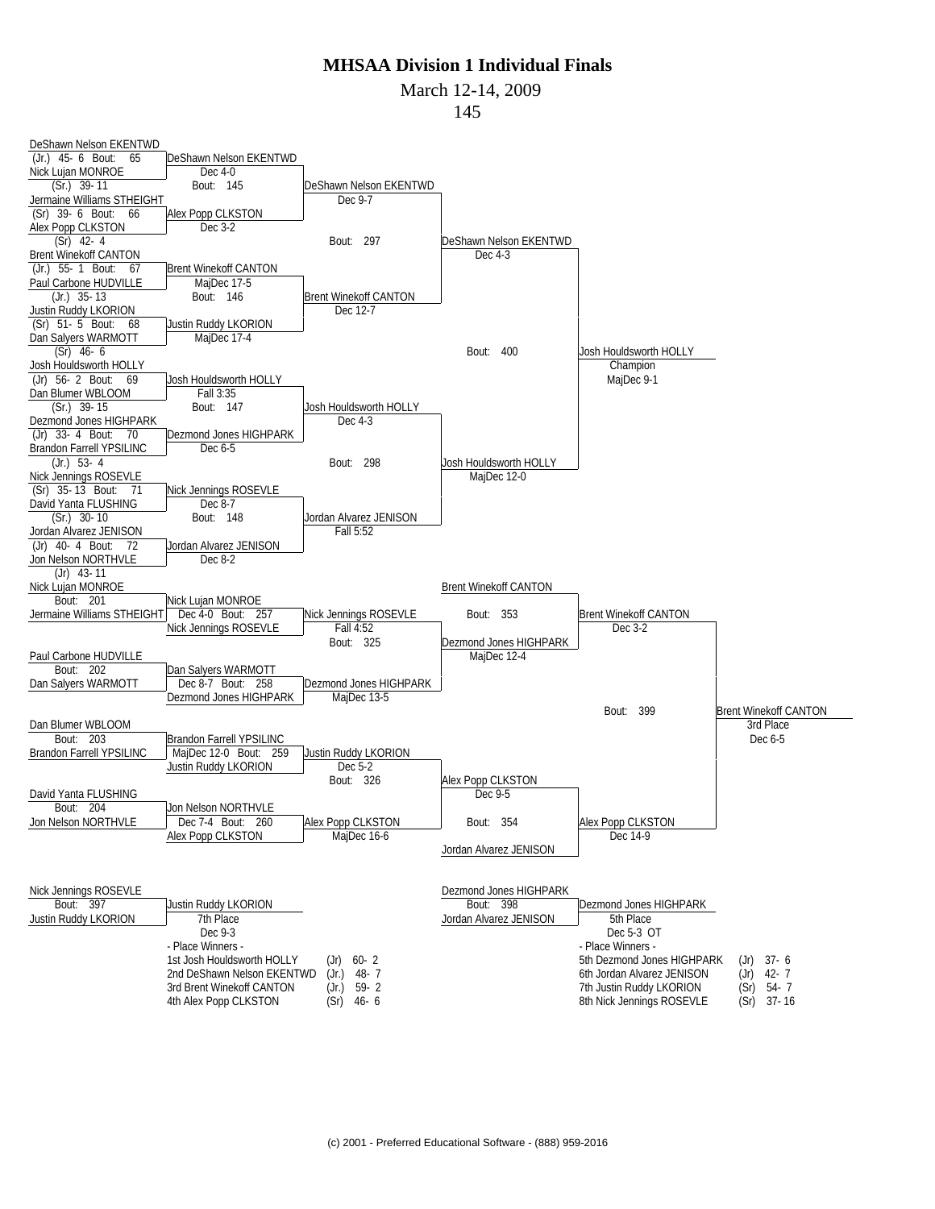# MHSAA Division 1 Individual Finals

March 12-14, 2009

145

## Championship Bracket

**First Round**

- Bout 65: DeShawn Nelson EKENTWD (Jr.) 45-6 vs Nick Lujan MONROE (Sr.) 39-11 — DeShawn Nelson EKENTWD, Dec 4-0
- Bout 66: Jermaine Williams STHEIGHT (Sr) 39-6 vs Alex Popp CLKSTON (Sr) 42-4 — Alex Popp CLKSTON, Dec 3-2
- Bout 67: Brent Winekoff CANTON (Jr.) 55-1 vs Paul Carbone HUDVILLE (Jr.) 35-13 — Brent Winekoff CANTON, MajDec 17-5
- Bout 68: Justin Ruddy LKORION (Sr) 51-5 vs Dan Salyers WARMOTT (Sr) 46-6 — Justin Ruddy LKORION, MajDec 17-4
- Bout 69: Josh Houldsworth HOLLY (Jr) 56-2 vs Dan Blumer WBLOOM (Sr.) 39-15 — Josh Houldsworth HOLLY, Fall 3:35
- Bout 70: Dezmond Jones HIGHPARK (Jr) 33-4 vs Brandon Farrell YPSILINC (Jr.) 53-4 — Dezmond Jones HIGHPARK, Dec 6-5
- Bout 71: Nick Jennings ROSEVLE (Sr) 35-13 vs David Yanta FLUSHING (Sr.) 30-10 — Nick Jennings ROSEVLE, Dec 8-7
- Bout 72: Jordan Alvarez JENISON (Jr) 40-4 vs Jon Nelson NORTHVLE (Jr) 43-11 — Jordan Alvarez JENISON, Dec 8-2

**Quarterfinals**

- Bout 145: DeShawn Nelson EKENTWD over Alex Popp CLKSTON, Dec 9-7
- Bout 146: Brent Winekoff CANTON over Justin Ruddy LKORION, Dec 12-7
- Bout 147: Josh Houldsworth HOLLY over Dezmond Jones HIGHPARK, Dec 4-3
- Bout 148: Jordan Alvarez JENISON over Nick Jennings ROSEVLE, Fall 5:52

**Semifinals**

- Bout 297: DeShawn Nelson EKENTWD over Brent Winekoff CANTON, Dec 4-3
- Bout 298: Josh Houldsworth HOLLY over Jordan Alvarez JENISON, MajDec 12-0

**Final**

- Bout 400: Josh Houldsworth HOLLY — Champion, MajDec 9-1

## Consolation Bracket

- Bout 201: Nick Lujan MONROE over Jermaine Williams STHEIGHT, Dec 4-0
- Bout 202: Dan Salyers WARMOTT over Paul Carbone HUDVILLE, Dec 8-7
- Bout 203: Brandon Farrell YPSILINC over Dan Blumer WBLOOM, MajDec 12-0
- Bout 204: Jon Nelson NORTHVLE over David Yanta FLUSHING, Dec 7-4
- Bout 257: Nick Jennings ROSEVLE over Nick Lujan MONROE, Fall 4:52
- Bout 258: Dezmond Jones HIGHPARK over Dan Salyers WARMOTT, MajDec 13-5
- Bout 259: Justin Ruddy LKORION over Brandon Farrell YPSILINC, Dec 5-2
- Bout 260: Alex Popp CLKSTON over Jon Nelson NORTHVLE, MajDec 16-6
- Bout 325: Dezmond Jones HIGHPARK over Nick Jennings ROSEVLE, MajDec 12-4
- Bout 326: Alex Popp CLKSTON over Justin Ruddy LKORION, Dec 9-5
- Bout 353: Brent Winekoff CANTON over Dezmond Jones HIGHPARK, Dec 3-2
- Bout 354: Alex Popp CLKSTON over Jordan Alvarez JENISON, Dec 14-9
- Bout 399: Brent Winekoff CANTON — 3rd Place, Dec 6-5

**7th Place** — Bout 397: Justin Ruddy LKORION over Nick Jennings ROSEVLE, Dec 9-3

**5th Place** — Bout 398: Dezmond Jones HIGHPARK over Jordan Alvarez JENISON, Dec 5-3 OT

## - Place Winners -

| Place | Name | Grade | Record |
|---|---|---|---|
| 1st | Josh Houldsworth HOLLY | (Jr) | 60- 2 |
| 2nd | DeShawn Nelson EKENTWD | (Jr.) | 48- 7 |
| 3rd | Brent Winekoff CANTON | (Jr.) | 59- 2 |
| 4th | Alex Popp CLKSTON | (Sr) | 46- 6 |
| 5th | Dezmond Jones HIGHPARK | (Jr) | 37- 6 |
| 6th | Jordan Alvarez JENISON | (Jr) | 42- 7 |
| 7th | Justin Ruddy LKORION | (Sr) | 54- 7 |
| 8th | Nick Jennings ROSEVLE | (Sr) | 37- 16 |

(c) 2001 - Preferred Educational Software - (888) 959-2016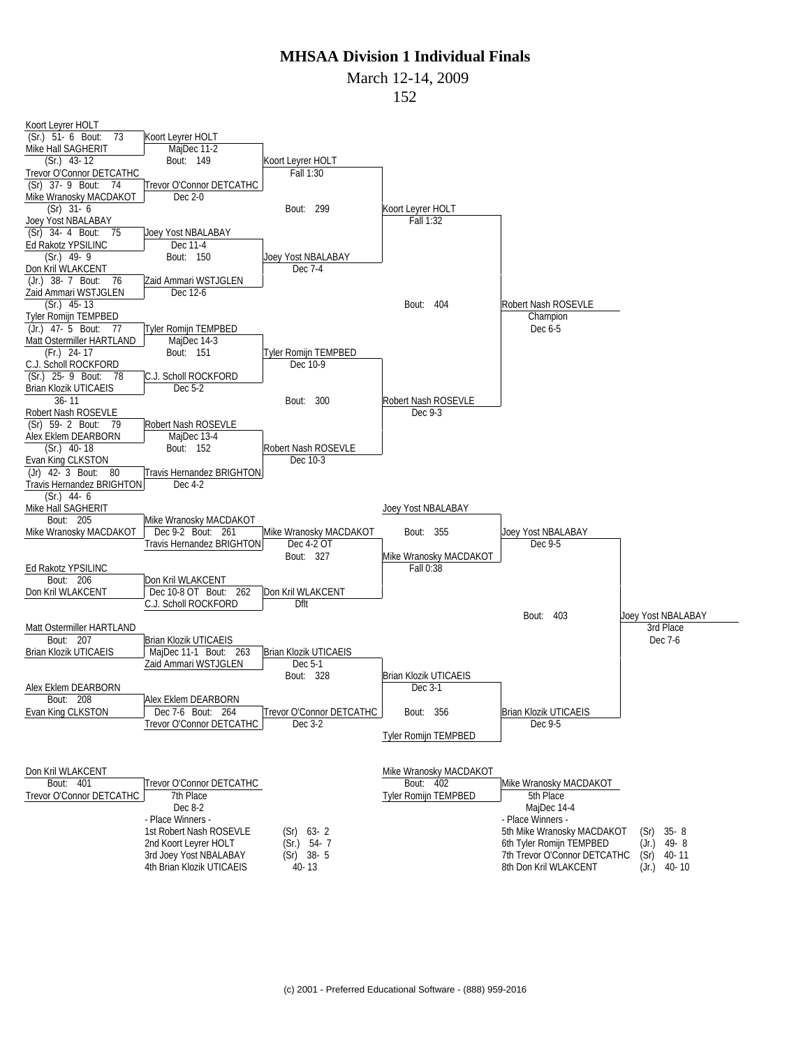# MHSAA Division 1 Individual Finals

March 12-14, 2009

152

## Championship Bracket

**Round 1**

- Bout 73: Koort Leyrer HOLT (Sr.) 51-6 vs Mike Hall SAGHERIT (Sr.) 43-12 — Koort Leyrer HOLT, MajDec 11-2
- Bout 74: Trevor O'Connor DETCATHC (Sr) 37-9 vs Mike Wranosky MACDAKOT (Sr) 31-6 — Trevor O'Connor DETCATHC, Dec 2-0
- Bout 75: Joey Yost NBALABAY (Sr) 34-4 vs Ed Rakotz YPSILINC (Sr.) 49-9 — Joey Yost NBALABAY, Dec 11-4
- Bout 76: Don Kril WLAKCENT (Jr.) 38-7 vs Zaid Ammari WSTJGLEN (Sr.) 45-13 — Zaid Ammari WSTJGLEN, Dec 12-6
- Bout 77: Tyler Romijn TEMPBED (Jr.) 47-5 vs Matt Ostermiller HARTLAND (Fr.) 24-17 — Tyler Romijn TEMPBED, MajDec 14-3
- Bout 78: C.J. Scholl ROCKFORD (Sr.) 25-9 vs Brian Klozik UTICAEIS 36-11 — C.J. Scholl ROCKFORD, Dec 5-2
- Bout 79: Robert Nash ROSEVLE (Sr) 59-2 vs Alex Eklem DEARBORN (Sr.) 40-18 — Robert Nash ROSEVLE, MajDec 13-4
- Bout 80: Evan King CLKSTON (Jr) 42-3 vs Travis Hernandez BRIGHTON (Sr.) 44-6 — Travis Hernandez BRIGHTON, Dec 4-2

**Quarterfinals**

- Bout 149: Koort Leyrer HOLT vs Trevor O'Connor DETCATHC — Koort Leyrer HOLT, Fall 1:30
- Bout 150: Joey Yost NBALABAY vs Zaid Ammari WSTJGLEN — Joey Yost NBALABAY, Dec 7-4
- Bout 151: Tyler Romijn TEMPBED vs C.J. Scholl ROCKFORD — Tyler Romijn TEMPBED, Dec 10-9
- Bout 152: Robert Nash ROSEVLE vs Travis Hernandez BRIGHTON — Robert Nash ROSEVLE, Dec 10-3

**Semifinals**

- Bout 299: Koort Leyrer HOLT vs Joey Yost NBALABAY — Koort Leyrer HOLT, Fall 1:32
- Bout 300: Tyler Romijn TEMPBED vs Robert Nash ROSEVLE — Robert Nash ROSEVLE, Dec 9-3

**Final**

- Bout 404: Koort Leyrer HOLT vs Robert Nash ROSEVLE — Robert Nash ROSEVLE, Champion, Dec 6-5

## Consolation Bracket

- Bout 205: Mike Hall SAGHERIT vs Mike Wranosky MACDAKOT — Mike Wranosky MACDAKOT, Dec 9-2
- Bout 206: Ed Rakotz YPSILINC vs Don Kril WLAKCENT — Don Kril WLAKCENT
- Bout 207: Matt Ostermiller HARTLAND vs Brian Klozik UTICAEIS — Brian Klozik UTICAEIS
- Bout 208: Alex Eklem DEARBORN vs Evan King CLKSTON — Alex Eklem DEARBORN
- Bout 261: Mike Wranosky MACDAKOT vs Travis Hernandez BRIGHTON — Mike Wranosky MACDAKOT, Dec 4-2 OT
- Bout 262: Don Kril WLAKCENT vs C.J. Scholl ROCKFORD — Don Kril WLAKCENT, Dec 10-8 OT; Don Kril WLAKCENT, Dflt
- Bout 263: Brian Klozik UTICAEIS vs Zaid Ammari WSTJGLEN — Brian Klozik UTICAEIS, MajDec 11-1; Dec 5-1
- Bout 264: Alex Eklem DEARBORN vs Trevor O'Connor DETCATHC — Trevor O'Connor DETCATHC, Dec 7-6; Dec 3-2
- Bout 327: Mike Wranosky MACDAKOT vs Don Kril WLAKCENT — Mike Wranosky MACDAKOT
- Bout 328: Brian Klozik UTICAEIS vs Trevor O'Connor DETCATHC — Brian Klozik UTICAEIS
- Bout 355: Joey Yost NBALABAY vs Mike Wranosky MACDAKOT — Mike Wranosky MACDAKOT, Fall 0:38; Joey Yost NBALABAY
- Bout 356: Brian Klozik UTICAEIS vs Tyler Romijn TEMPBED — Brian Klozik UTICAEIS, Dec 3-1
- Bout 403 (3rd Place): Joey Yost NBALABAY, Dec 9-5 vs Brian Klozik UTICAEIS, Dec 9-5 — Joey Yost NBALABAY, 3rd Place, Dec 7-6

## Placement Bouts

- Bout 401 (7th Place): Don Kril WLAKCENT vs Trevor O'Connor DETCATHC — Trevor O'Connor DETCATHC, 7th Place, Dec 8-2
- Bout 402 (5th Place): Mike Wranosky MACDAKOT vs Tyler Romijn TEMPBED — Mike Wranosky MACDAKOT, 5th Place, MajDec 14-4

## - Place Winners -

| Place | Name | Year | Record |
|---|---|---|---|
| 1st | Robert Nash ROSEVLE | (Sr) | 63- 2 |
| 2nd | Koort Leyrer HOLT | (Sr.) | 54- 7 |
| 3rd | Joey Yost NBALABAY | (Sr) | 38- 5 |
| 4th | Brian Klozik UTICAEIS | | 40- 13 |
| 5th | Mike Wranosky MACDAKOT | (Sr) | 35- 8 |
| 6th | Tyler Romijn TEMPBED | (Jr.) | 49- 8 |
| 7th | Trevor O'Connor DETCATHC | (Sr) | 40- 11 |
| 8th | Don Kril WLAKCENT | (Jr.) | 40- 10 |

(c) 2001 - Preferred Educational Software - (888) 959-2016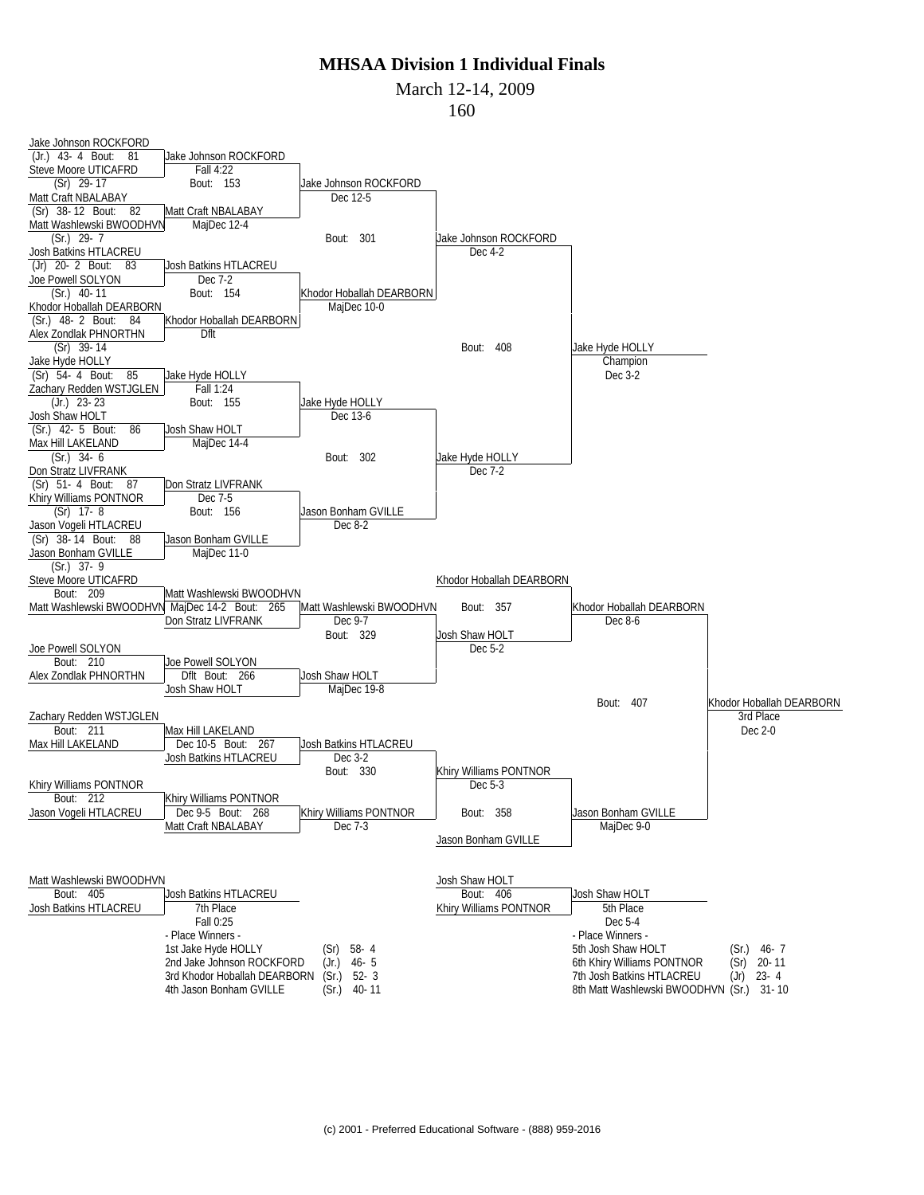# MHSAA Division 1 Individual Finals

March 12-14, 2009

160

## Championship Bracket

### First Round

- Bout 81: Jake Johnson ROCKFORD (Jr.) 43-4 vs Steve Moore UTICAFRD (Sr) 29-17 — Jake Johnson ROCKFORD, Fall 4:22
- Bout 82: Matt Craft NBALABAY (Sr) 38-12 vs Matt Washlewski BWOODHVN (Sr.) 29-7 — Matt Craft NBALABAY, MajDec 12-4
- Bout 83: Josh Batkins HTLACREU (Jr) 20-2 vs Joe Powell SOLYON (Sr.) 40-11 — Josh Batkins HTLACREU, Dec 7-2
- Bout 84: Khodor Hoballah DEARBORN (Sr.) 48-2 vs Alex Zondlak PHNORTHN (Sr) 39-14 — Khodor Hoballah DEARBORN, Dflt
- Bout 85: Jake Hyde HOLLY (Sr) 54-4 vs Zachary Redden WSTJGLEN (Jr.) 23-23 — Jake Hyde HOLLY, Fall 1:24
- Bout 86: Josh Shaw HOLT (Sr.) 42-5 vs Max Hill LAKELAND (Sr.) 34-6 — Josh Shaw HOLT, MajDec 14-4
- Bout 87: Don Stratz LIVFRANK (Sr) 51-4 vs Khiry Williams PONTNOR (Sr) 17-8 — Don Stratz LIVFRANK, Dec 7-5
- Bout 88: Jason Vogeli HTLACREU (Sr) 38-14 vs Jason Bonham GVILLE (Sr.) 37-9 — Jason Bonham GVILLE, MajDec 11-0

### Quarterfinals

- Bout 153: Jake Johnson ROCKFORD def. Matt Craft NBALABAY — Dec 12-5
- Bout 154: Khodor Hoballah DEARBORN def. Josh Batkins HTLACREU — MajDec 10-0
- Bout 155: Jake Hyde HOLLY def. Josh Shaw HOLT — Dec 13-6
- Bout 156: Jason Bonham GVILLE def. Don Stratz LIVFRANK — Dec 8-2

### Semifinals

- Bout 301: Jake Johnson ROCKFORD def. Khodor Hoballah DEARBORN — Dec 4-2
- Bout 302: Jake Hyde HOLLY def. Jason Bonham GVILLE — Dec 7-2

### Final

- Bout 408: Jake Hyde HOLLY — Champion, Dec 3-2

## Consolation Bracket

- Bout 209: Steve Moore UTICAFRD vs Matt Washlewski BWOODHVN — Matt Washlewski BWOODHVN
- Bout 265: Matt Washlewski BWOODHVN vs Don Stratz LIVFRANK — Matt Washlewski BWOODHVN, MajDec 14-2
- Bout 210: Joe Powell SOLYON vs Alex Zondlak PHNORTHN — Joe Powell SOLYON
- Bout 266: Joe Powell SOLYON vs Josh Shaw HOLT — Josh Shaw HOLT, Dflt
- Bout 329: Matt Washlewski BWOODHVN vs Josh Shaw HOLT — Josh Shaw HOLT, MajDec 19-8 / Dec 9-7
- Bout 357: Khodor Hoballah DEARBORN vs Josh Shaw HOLT — Khodor Hoballah DEARBORN, Dec 5-2
- Bout 211: Zachary Redden WSTJGLEN vs Max Hill LAKELAND — Max Hill LAKELAND
- Bout 267: Max Hill LAKELAND vs Josh Batkins HTLACREU — Josh Batkins HTLACREU, Dec 10-5
- Bout 212: Khiry Williams PONTNOR vs Jason Vogeli HTLACREU — Khiry Williams PONTNOR
- Bout 268: Khiry Williams PONTNOR vs Matt Craft NBALABAY — Khiry Williams PONTNOR, Dec 9-5
- Bout 330: Josh Batkins HTLACREU vs Khiry Williams PONTNOR — Khiry Williams PONTNOR, Dec 3-2 / Dec 7-3
- Bout 358: Khiry Williams PONTNOR vs Jason Bonham GVILLE — Jason Bonham GVILLE, Dec 5-3
- Bout 407: Khodor Hoballah DEARBORN vs Jason Bonham GVILLE — Khodor Hoballah DEARBORN, 3rd Place, Dec 2-0 (Dec 8-6, MajDec 9-0)

### Placement Bouts

- Bout 405: Matt Washlewski BWOODHVN vs Josh Batkins HTLACREU — Josh Batkins HTLACREU, 7th Place, Fall 0:25
- Bout 406: Josh Shaw HOLT vs Khiry Williams PONTNOR — Josh Shaw HOLT, 5th Place, Dec 5-4

## Place Winners

| Place | Name | Year | Record |
|---|---|---|---|
| 1st | Jake Hyde HOLLY | (Sr) | 58- 4 |
| 2nd | Jake Johnson ROCKFORD | (Jr.) | 46- 5 |
| 3rd | Khodor Hoballah DEARBORN | (Sr.) | 52- 3 |
| 4th | Jason Bonham GVILLE | (Sr.) | 40- 11 |
| 5th | Josh Shaw HOLT | (Sr.) | 46- 7 |
| 6th | Khiry Williams PONTNOR | (Sr) | 20- 11 |
| 7th | Josh Batkins HTLACREU | (Jr) | 23- 4 |
| 8th | Matt Washlewski BWOODHVN | (Sr.) | 31- 10 |

(c) 2001 - Preferred Educational Software - (888) 959-2016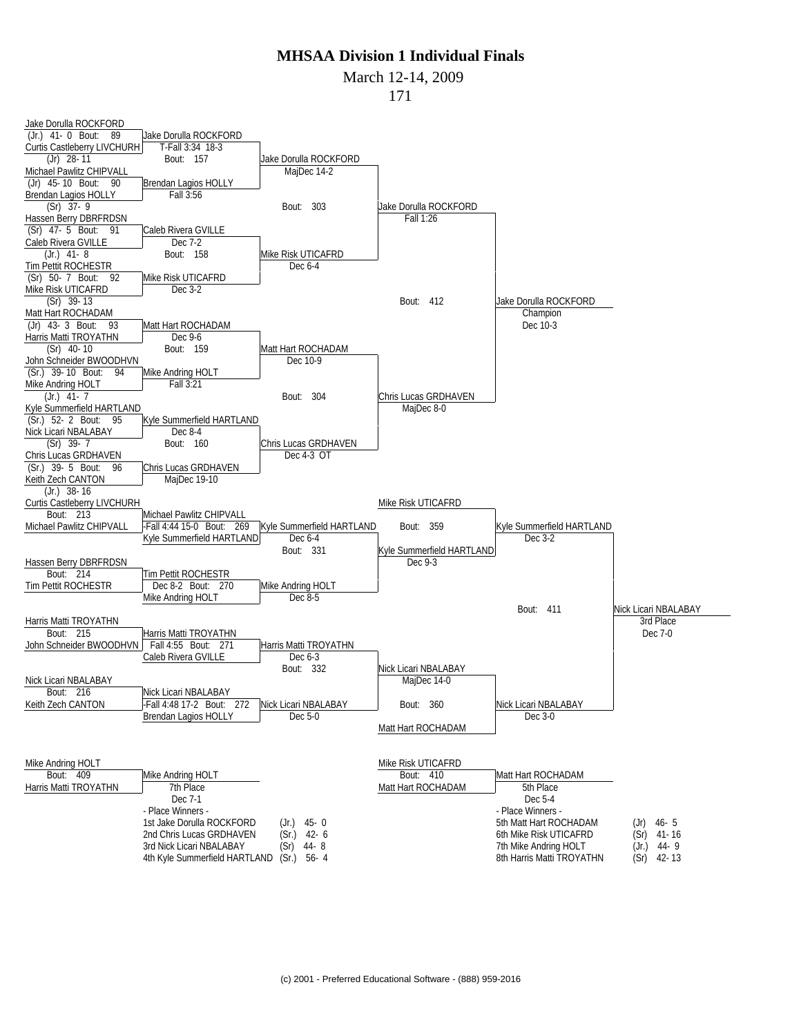# MHSAA Division 1 Individual Finals

March 12-14, 2009

171

## Championship Bracket

**First Round**

- Bout 89: Jake Dorulla ROCKFORD (Jr.) 41-0 vs Curtis Castleberry LIVCHURH (Jr) 28-11 — Winner: Jake Dorulla ROCKFORD, T-Fall 3:34 18-3
- Bout 90: Michael Pawlitz CHIPVALL (Jr) 45-10 vs Brendan Lagios HOLLY (Sr) 37-9 — Winner: Brendan Lagios HOLLY, Fall 3:56
- Bout 91: Hassen Berry DBRFRDSN (Sr) 47-5 vs Caleb Rivera GVILLE (Jr.) 41-8 — Winner: Caleb Rivera GVILLE, Dec 7-2
- Bout 92: Tim Pettit ROCHESTR (Sr) 50-7 vs Mike Risk UTICAFRD (Sr) 39-13 — Winner: Mike Risk UTICAFRD, Dec 3-2
- Bout 93: Matt Hart ROCHADAM (Jr) 43-3 vs Harris Matti TROYATHN (Sr) 40-10 — Winner: Matt Hart ROCHADAM, Dec 9-6
- Bout 94: John Schneider BWOODHVN (Sr.) 39-10 vs Mike Andring HOLT (Jr.) 41-7 — Winner: Mike Andring HOLT, Fall 3:21
- Bout 95: Kyle Summerfield HARTLAND (Sr.) 52-2 vs Nick Licari NBALABAY (Sr) 39-7 — Winner: Kyle Summerfield HARTLAND, Dec 8-4
- Bout 96: Chris Lucas GRDHAVEN (Sr.) 39-5 vs Keith Zech CANTON (Jr.) 38-16 — Winner: Chris Lucas GRDHAVEN, MajDec 19-10

**Quarterfinals**

- Bout 157: Jake Dorulla ROCKFORD def. Brendan Lagios HOLLY, MajDec 14-2
- Bout 158: Mike Risk UTICAFRD def. Caleb Rivera GVILLE, Dec 6-4
- Bout 159: Matt Hart ROCHADAM def. Mike Andring HOLT, Dec 10-9
- Bout 160: Chris Lucas GRDHAVEN def. Kyle Summerfield HARTLAND, Dec 4-3 OT

**Semifinals**

- Bout 303: Jake Dorulla ROCKFORD def. Mike Risk UTICAFRD, Fall 1:26
- Bout 304: Chris Lucas GRDHAVEN def. Matt Hart ROCHADAM, MajDec 8-0

**Final**

- Bout 412: Jake Dorulla ROCKFORD — Champion, Dec 10-3 (over Chris Lucas GRDHAVEN)

## Consolation Bracket

**First Round**

- Bout 213: Curtis Castleberry LIVCHURH vs Michael Pawlitz CHIPVALL — Winner: Michael Pawlitz CHIPVALL
- Bout 214: Hassen Berry DBRFRDSN vs Tim Pettit ROCHESTR — Winner: Tim Pettit ROCHESTR
- Bout 215: Harris Matti TROYATHN vs John Schneider BWOODHVN — Winner: Harris Matti TROYATHN
- Bout 216: Nick Licari NBALABAY vs Keith Zech CANTON — Winner: Nick Licari NBALABAY

**Second Round**

- Bout 269: Kyle Summerfield HARTLAND def. Michael Pawlitz CHIPVALL, Fall 4:44 15-0
- Bout 270: Mike Andring HOLT def. Tim Pettit ROCHESTR, Dec 8-2
- Bout 271: Harris Matti TROYATHN def. Caleb Rivera GVILLE, Fall 4:55
- Bout 272: Nick Licari NBALABAY def. Brendan Lagios HOLLY, Fall 4:48 17-2

**Third Round**

- Bout 331: Kyle Summerfield HARTLAND def. Mike Andring HOLT, Dec 6-4
- Bout 332: Nick Licari NBALABAY def. Harris Matti TROYATHN, Dec 8-5 / Dec 6-3

**Consolation Semifinals**

- Bout 359: Kyle Summerfield HARTLAND def. Mike Risk UTICAFRD, Dec 9-3
- Bout 360: Nick Licari NBALABAY def. Matt Hart ROCHADAM, MajDec 14-0

**Consolation Final**

- Bout 411: Nick Licari NBALABAY — 3rd Place, Dec 7-0 (over Kyle Summerfield HARTLAND; Kyle Summerfield HARTLAND Dec 3-2, Nick Licari NBALABAY Dec 3-0, Dec 5-0)

**Placement Bouts**

- Bout 409: Mike Andring HOLT def. Harris Matti TROYATHN — 7th Place, Dec 7-1
- Bout 410: Matt Hart ROCHADAM def. Mike Risk UTICAFRD — 5th Place, Dec 5-4

## Place Winners

| Place | Name | Year | Record |
|---|---|---|---|
| 1st | Jake Dorulla ROCKFORD | (Jr.) | 45- 0 |
| 2nd | Chris Lucas GRDHAVEN | (Sr.) | 42- 6 |
| 3rd | Nick Licari NBALABAY | (Sr) | 44- 8 |
| 4th | Kyle Summerfield HARTLAND | (Sr.) | 56- 4 |
| 5th | Matt Hart ROCHADAM | (Jr) | 46- 5 |
| 6th | Mike Risk UTICAFRD | (Sr) | 41- 16 |
| 7th | Mike Andring HOLT | (Jr.) | 44- 9 |
| 8th | Harris Matti TROYATHN | (Sr) | 42- 13 |

(c) 2001 - Preferred Educational Software - (888) 959-2016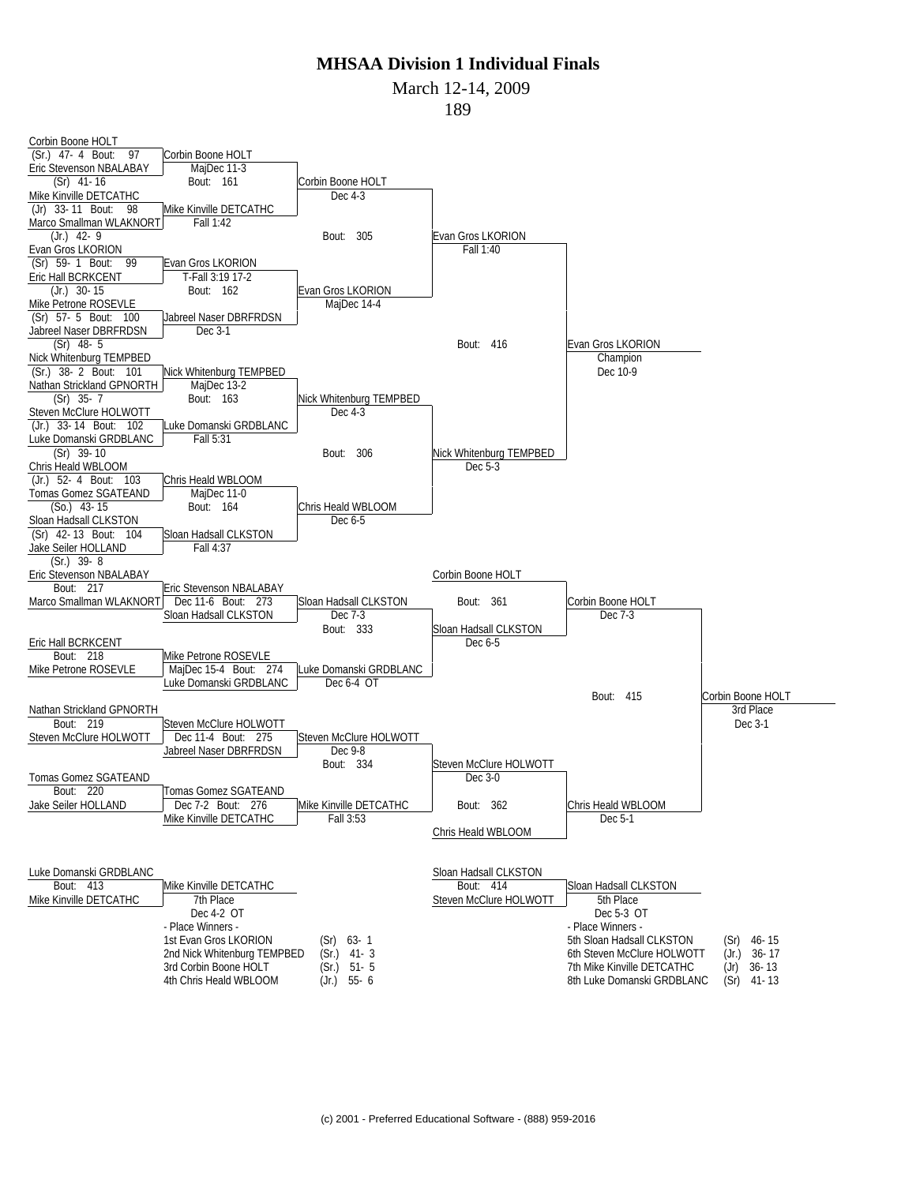# MHSAA Division 1 Individual Finals

March 12-14, 2009

189

## Championship Bracket

### First Round

| Bout | Wrestler 1 | Wrestler 2 | Winner | Result |
|---|---|---|---|---|
| 97 | Corbin Boone HOLT (Sr.) 47- 4 | Eric Stevenson NBALABAY (Sr) 41- 16 | Corbin Boone HOLT | MajDec 11-3 |
| 98 | Mike Kinville DETCATHC (Jr) 33- 11 | Marco Smallman WLAKNORT (Jr.) 42- 9 | Mike Kinville DETCATHC | Fall 1:42 |
| 99 | Evan Gros LKORION (Sr) 59- 1 | Eric Hall BCRKCENT (Jr.) 30- 15 | Evan Gros LKORION | T-Fall 3:19 17-2 |
| 100 | Mike Petrone ROSEVLE (Sr) 57- 5 | Jabreel Naser DBRFRDSN (Sr) 48- 5 | Jabreel Naser DBRFRDSN | Dec 3-1 |
| 101 | Nick Whitenburg TEMPBED (Sr.) 38- 2 | Nathan Strickland GPNORTH (Sr) 35- 7 | Nick Whitenburg TEMPBED | MajDec 13-2 |
| 102 | Steven McClure HOLWOTT (Jr.) 33- 14 | Luke Domanski GRDBLANC (Sr) 39- 10 | Luke Domanski GRDBLANC | Fall 5:31 |
| 103 | Chris Heald WBLOOM (Jr.) 52- 4 | Tomas Gomez SGATEAND (So.) 43- 15 | Chris Heald WBLOOM | MajDec 11-0 |
| 104 | Sloan Hadsall CLKSTON (Sr) 42- 13 | Jake Seiler HOLLAND (Sr.) 39- 8 | Sloan Hadsall CLKSTON | Fall 4:37 |

### Quarterfinals

| Bout | Winner | Result |
|---|---|---|
| 161 | Corbin Boone HOLT | Dec 4-3 |
| 162 | Evan Gros LKORION | MajDec 14-4 |
| 163 | Nick Whitenburg TEMPBED | Dec 4-3 |
| 164 | Chris Heald WBLOOM | Dec 6-5 |

### Semifinals

| Bout | Winner | Result |
|---|---|---|
| 305 | Evan Gros LKORION | Fall 1:40 |
| 306 | Nick Whitenburg TEMPBED | Dec 5-3 |

### Final

| Bout | Winner | Result |
|---|---|---|
| 416 | Evan Gros LKORION | Champion Dec 10-9 |

## Consolation Bracket

| Bout | Wrestler 1 | Wrestler 2 | Winner | Result |
|---|---|---|---|---|
| 217 | Eric Stevenson NBALABAY | Marco Smallman WLAKNORT | Eric Stevenson NBALABAY | Dec 11-6 |
| 218 | Eric Hall BCRKCENT | Mike Petrone ROSEVLE | Mike Petrone ROSEVLE | MajDec 15-4 |
| 219 | Nathan Strickland GPNORTH | Steven McClure HOLWOTT | Steven McClure HOLWOTT | Dec 11-4 |
| 220 | Tomas Gomez SGATEAND | Jake Seiler HOLLAND | Tomas Gomez SGATEAND | Dec 7-2 |
| 273 | Eric Stevenson NBALABAY | Sloan Hadsall CLKSTON | Sloan Hadsall CLKSTON | Dec 7-3 |
| 274 | Mike Petrone ROSEVLE | Luke Domanski GRDBLANC | Luke Domanski GRDBLANC | Dec 6-4 OT |
| 275 | Steven McClure HOLWOTT | Jabreel Naser DBRFRDSN | Steven McClure HOLWOTT | Dec 9-8 |
| 276 | Tomas Gomez SGATEAND | Mike Kinville DETCATHC | Mike Kinville DETCATHC | Fall 3:53 |
| 333 | Sloan Hadsall CLKSTON | Luke Domanski GRDBLANC | Sloan Hadsall CLKSTON | Dec 6-5 |
| 334 | Steven McClure HOLWOTT | Mike Kinville DETCATHC | Steven McClure HOLWOTT | Dec 3-0 |
| 361 | Corbin Boone HOLT | Sloan Hadsall CLKSTON | Corbin Boone HOLT | Dec 7-3 |
| 362 | Steven McClure HOLWOTT | Chris Heald WBLOOM | Chris Heald WBLOOM | Dec 5-1 |
| 415 | Corbin Boone HOLT | Chris Heald WBLOOM | Corbin Boone HOLT | 3rd Place Dec 3-1 |
| 413 | Luke Domanski GRDBLANC | Mike Kinville DETCATHC | Mike Kinville DETCATHC | 7th Place Dec 4-2 OT |
| 414 | Sloan Hadsall CLKSTON | Steven McClure HOLWOTT | Sloan Hadsall CLKSTON | 5th Place Dec 5-3 OT |

## - Place Winners -

| Place | Wrestler | Year | Record |
|---|---|---|---|
| 1st | Evan Gros LKORION | (Sr) | 63- 1 |
| 2nd | Nick Whitenburg TEMPBED | (Sr.) | 41- 3 |
| 3rd | Corbin Boone HOLT | (Sr.) | 51- 5 |
| 4th | Chris Heald WBLOOM | (Jr.) | 55- 6 |
| 5th | Sloan Hadsall CLKSTON | (Sr) | 46- 15 |
| 6th | Steven McClure HOLWOTT | (Jr.) | 36- 17 |
| 7th | Mike Kinville DETCATHC | (Jr) | 36- 13 |
| 8th | Luke Domanski GRDBLANC | (Sr) | 41- 13 |

(c) 2001 - Preferred Educational Software - (888) 959-2016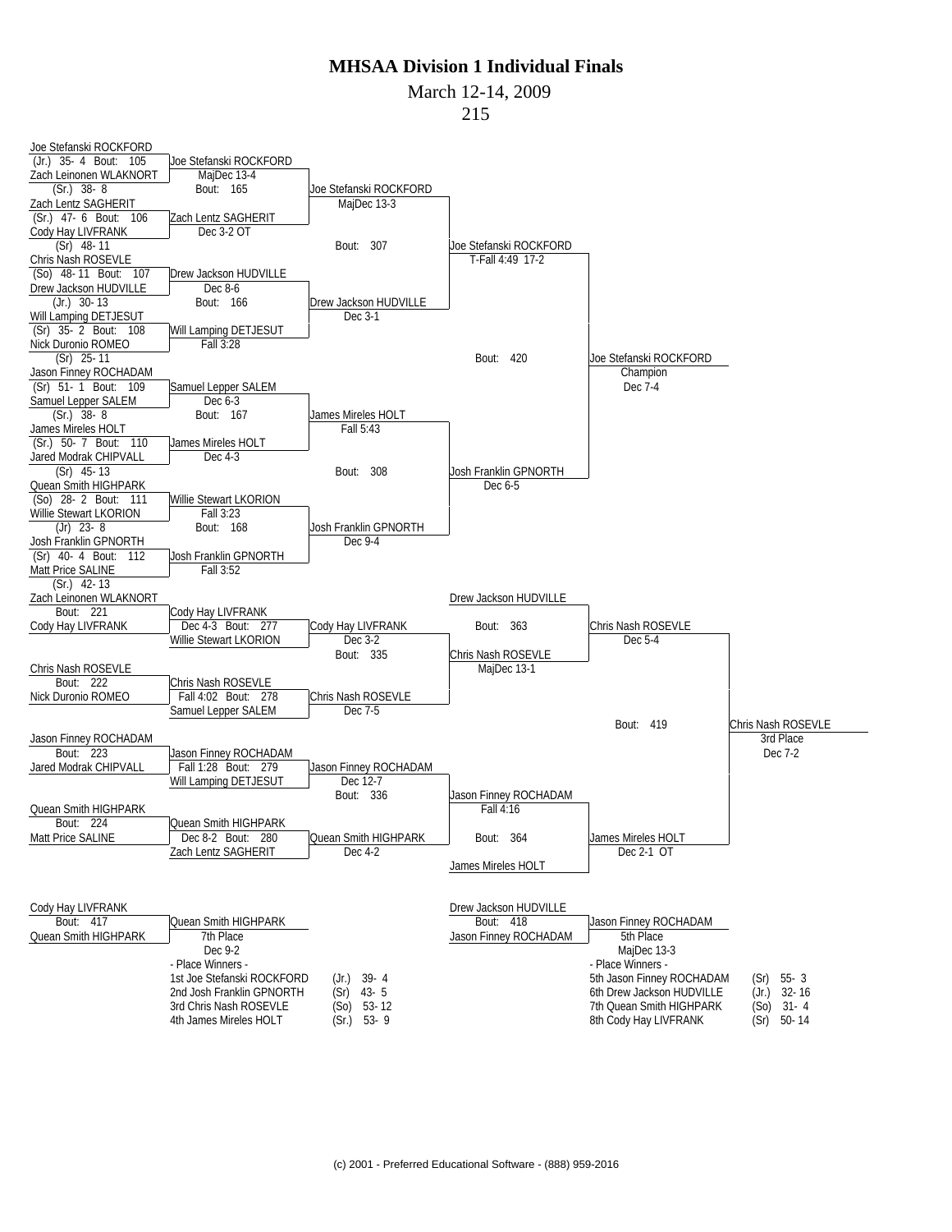# MHSAA Division 1 Individual Finals

March 12-14, 2009

215

## Championship Bracket

**First Round**

- Bout 105: Joe Stefanski ROCKFORD (Jr.) 35-4 vs Zach Leinonen WLAKNORT (Sr.) 38-8 — Joe Stefanski ROCKFORD, MajDec 13-4
- Bout 106: Zach Lentz SAGHERIT (Sr.) 47-6 vs Cody Hay LIVFRANK (Sr) 48-11 — Zach Lentz SAGHERIT, Dec 3-2 OT
- Bout 107: Chris Nash ROSEVLE (So) 48-11 vs Drew Jackson HUDVILLE (Jr.) 30-13 — Drew Jackson HUDVILLE, Dec 8-6
- Bout 108: Will Lamping DETJESUT (Sr) 35-2 vs Nick Duronio ROMEO (Sr) 25-11 — Will Lamping DETJESUT, Fall 3:28
- Bout 109: Jason Finney ROCHADAM (Sr) 51-1 vs Samuel Lepper SALEM (Sr.) 38-8 — Samuel Lepper SALEM, Dec 6-3
- Bout 110: James Mireles HOLT (Sr.) 50-7 vs Jared Modrak CHIPVALL (Sr) 45-13 — James Mireles HOLT, Dec 4-3
- Bout 111: Quean Smith HIGHPARK (So) 28-2 vs Willie Stewart LKORION (Jr) 23-8 — Willie Stewart LKORION, Fall 3:23
- Bout 112: Josh Franklin GPNORTH (Sr) 40-4 vs Matt Price SALINE (Sr.) 42-13 — Josh Franklin GPNORTH, Fall 3:52

**Quarterfinals**

- Bout 165: Joe Stefanski ROCKFORD def. Zach Lentz SAGHERIT — MajDec 13-3
- Bout 166: Drew Jackson HUDVILLE def. Will Lamping DETJESUT — Dec 3-1
- Bout 167: James Mireles HOLT def. Samuel Lepper SALEM — Fall 5:43
- Bout 168: Josh Franklin GPNORTH def. Willie Stewart LKORION — Dec 9-4

**Semifinals**

- Bout 307: Joe Stefanski ROCKFORD def. Drew Jackson HUDVILLE — T-Fall 4:49 17-2
- Bout 308: Josh Franklin GPNORTH def. James Mireles HOLT — Dec 6-5

**Final**

- Bout 420: Joe Stefanski ROCKFORD, Champion — Dec 7-4 over Josh Franklin GPNORTH

## Consolation Bracket

- Bout 221: Zach Leinonen WLAKNORT vs Cody Hay LIVFRANK — Cody Hay LIVFRANK
- Bout 222: Chris Nash ROSEVLE vs Nick Duronio ROMEO — Chris Nash ROSEVLE
- Bout 223: Jason Finney ROCHADAM vs Jared Modrak CHIPVALL — Jason Finney ROCHADAM
- Bout 224: Quean Smith HIGHPARK vs Matt Price SALINE — Quean Smith HIGHPARK
- Bout 277: Cody Hay LIVFRANK def. Willie Stewart LKORION — Dec 4-3
- Bout 278: Chris Nash ROSEVLE def. Samuel Lepper SALEM — Fall 4:02
- Bout 279: Jason Finney ROCHADAM def. Will Lamping DETJESUT — Fall 1:28
- Bout 280: Quean Smith HIGHPARK def. Zach Lentz SAGHERIT — Dec 8-2
- Bout 335: Chris Nash ROSEVLE def. Cody Hay LIVFRANK — Dec 7-5 / Cody Hay LIVFRANK Dec 3-2
- Bout 336: Jason Finney ROCHADAM def. Quean Smith HIGHPARK — Dec 12-7 / Quean Smith HIGHPARK Dec 4-2
- Bout 363: Chris Nash ROSEVLE def. Drew Jackson HUDVILLE — MajDec 13-1
- Bout 364: James Mireles HOLT def. Jason Finney ROCHADAM — Fall 4:16
- Bout 419: Chris Nash ROSEVLE, 3rd Place — Dec 7-2 (Chris Nash ROSEVLE Dec 5-4; James Mireles HOLT Dec 2-1 OT)

## Placement Bouts

- Bout 417: Cody Hay LIVFRANK vs Quean Smith HIGHPARK — Quean Smith HIGHPARK, 7th Place, Dec 9-2
- Bout 418: Drew Jackson HUDVILLE vs Jason Finney ROCHADAM — Jason Finney ROCHADAM, 5th Place, MajDec 13-3

## Place Winners

| Place | Name | Year | Record |
|---|---|---|---|
| 1st | Joe Stefanski ROCKFORD | (Jr.) | 39-4 |
| 2nd | Josh Franklin GPNORTH | (Sr) | 43-5 |
| 3rd | Chris Nash ROSEVLE | (So) | 53-12 |
| 4th | James Mireles HOLT | (Sr.) | 53-9 |
| 5th | Jason Finney ROCHADAM | (Sr) | 55-3 |
| 6th | Drew Jackson HUDVILLE | (Jr.) | 32-16 |
| 7th | Quean Smith HIGHPARK | (So) | 31-4 |
| 8th | Cody Hay LIVFRANK | (Sr) | 50-14 |

(c) 2001 - Preferred Educational Software - (888) 959-2016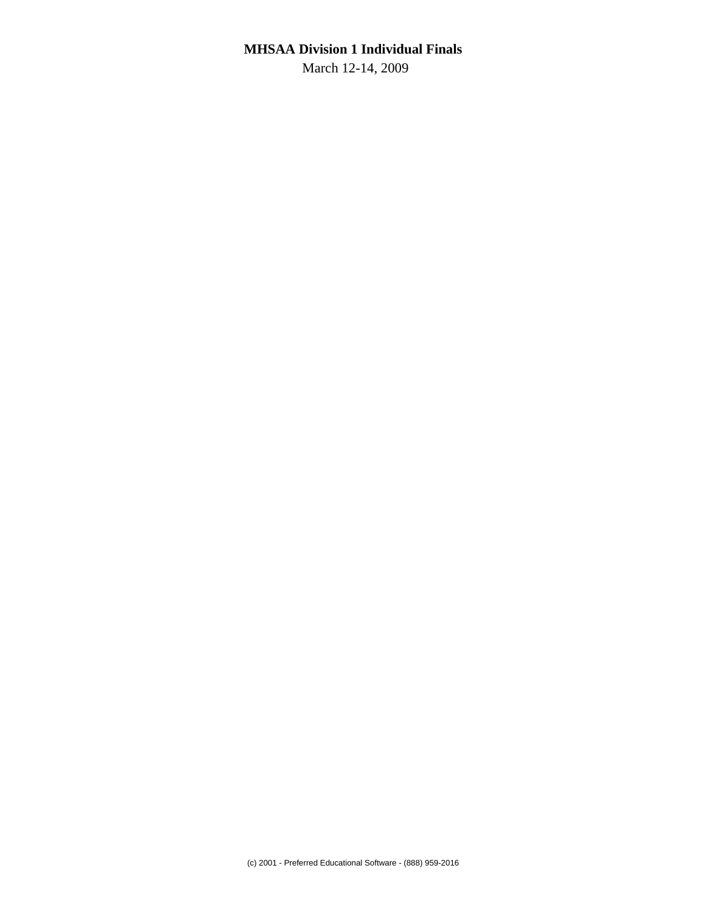**MHSAA Division 1 Individual Finals**

March 12-14, 2009